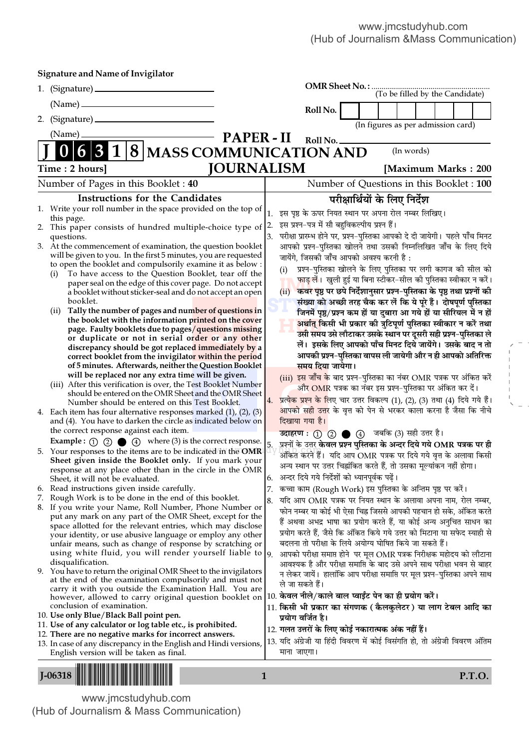Signature and Name of Invigilator

1. (Signature) ____________________

   (Name) ____________________

2. (Signature) ____________________

   (Name) ____________________

OMR Sheet No. : ............................................
(To be filled by the Candidate)

Roll No. | | | | | | | | |
(In figures as per admission card)

Roll No. ____________________
(In words)

# PAPER - II

# J 0 6 3 1 8 MASS COMMUNICATION AND JOURNALISM

**Time : 2 hours]** **[Maximum Marks : 200**

Number of Pages in this Booklet : 40 | Number of Questions in this Booklet : 100

## Instructions for the Candidates

1. Write your roll number in the space provided on the top of this page.
2. This paper consists of hundred multiple-choice type of questions.
3. At the commencement of examination, the question booklet will be given to you. In the first 5 minutes, you are requested to open the booklet and compulsorily examine it as below :
   (i) To have access to the Question Booklet, tear off the paper seal on the edge of this cover page. Do not accept a booklet without sticker-seal and do not accept an open booklet.
   (ii) **Tally the number of pages and number of questions in the booklet with the information printed on the cover page. Faulty booklets due to pages/questions missing or duplicate or not in serial order or any other discrepancy should be got replaced immediately by a correct booklet from the invigilator within the period of 5 minutes. Afterwards, neither the Question Booklet will be replaced nor any extra time will be given.**
   (iii) After this verification is over, the Test Booklet Number should be entered on the OMR Sheet and the OMR Sheet Number should be entered on this Test Booklet.
4. Each item has four alternative responses marked (1), (2), (3) and (4). You have to darken the circle as indicated below on the correct response against each item.
   **Example :** ① ② ● ④ where (3) is the correct response.
5. Your responses to the items are to be indicated in the **OMR Sheet given inside the Booklet only.** If you mark your response at any place other than in the circle in the OMR Sheet, it will not be evaluated.
6. Read instructions given inside carefully.
7. Rough Work is to be done in the end of this booklet.
8. If you write your Name, Roll Number, Phone Number or put any mark on any part of the OMR Sheet, except for the space allotted for the relevant entries, which may disclose your identity, or use abusive language or employ any other unfair means, such as change of response by scratching or using white fluid, you will render yourself liable to disqualification.
9. You have to return the original OMR Sheet to the invigilators at the end of the examination compulsorily and must not carry it with you outside the Examination Hall. You are however, allowed to carry original question booklet on conclusion of examination.
10. **Use only Blue/Black Ball point pen.**
11. **Use of any calculator or log table etc., is prohibited.**
12. **There are no negative marks for incorrect answers.**
13. In case of any discrepancy in the English and Hindi versions, English version will be taken as final.

## परीक्षार्थियों के लिए निर्देश

1. इस पृष्ठ के ऊपर नियत स्थान पर अपना रोल नम्बर लिखिए।
2. इस प्रश्न-पत्र में सौ बहुविकल्पीय प्रश्न हैं।
3. परीक्षा प्रारम्भ होने पर, प्रश्न-पुस्तिका आपको दे दी जायेगी। पहले पाँच मिनट आपको प्रश्न-पुस्तिका खोलने तथा उसकी निम्नलिखित जाँच के लिए दिये जायेंगे, जिसकी जाँच आपको अवश्य करनी है :
   (i) प्रश्न-पुस्तिका खोलने के लिए पुस्तिका पर लगी कागज की सील को फाड़ लें। खुली हुई या बिना स्टीकर-सील की पुस्तिका स्वीकार न करें।
   (ii) **कवर पृष्ठ पर छपे निर्देशानुसार प्रश्न-पुस्तिका के पृष्ठ तथा प्रश्नों की संख्या को अच्छी तरह चैक कर लें कि ये पूरे हैं। दोषपूर्ण पुस्तिका जिनमें पृष्ठ/प्रश्न कम हों या दुबारा आ गये हों या सीरियल में न हों अर्थात् किसी भी प्रकार की त्रुटिपूर्ण पुस्तिका स्वीकार न करें तथा उसी समय उसे लौटाकर उसके स्थान पर दूसरी सही प्रश्न-पुस्तिका ले लें। इसके लिए आपको पाँच मिनट दिये जायेंगे। उसके बाद न तो आपकी प्रश्न-पुस्तिका वापस ली जायेगी और न ही आपको अतिरिक्त समय दिया जायेगा।**
   (iii) इस जाँच के बाद प्रश्न-पुस्तिका का नंबर OMR पत्रक पर अंकित करें और OMR पत्रक का नंबर इस प्रश्न-पुस्तिका पर अंकित कर दें।
4. प्रत्येक प्रश्न के लिए चार उत्तर विकल्प (1), (2), (3) तथा (4) दिये गये हैं। आपको सही उत्तर के वृत्त को पेन से भरकर काला करना है जैसा कि नीचे दिखाया गया है।
   **उदाहरण :** ① ② ● ④ जबकि (3) सही उत्तर है।
5. प्रश्नों के उत्तर **केवल प्रश्न पुस्तिका के अन्दर दिये गये OMR पत्रक पर ही** अंकित करने हैं। यदि आप OMR पत्रक पर दिये गये वृत्त के अलावा किसी अन्य स्थान पर उत्तर चिह्नांकित करते हैं, तो उसका मूल्यांकन नहीं होगा।
6. अन्दर दिये गये निर्देशों को ध्यानपूर्वक पढ़ें।
7. कच्चा काम (Rough Work) इस पुस्तिका के अन्तिम पृष्ठ पर करें।
8. यदि आप OMR पत्रक पर नियत स्थान के अलावा अपना नाम, रोल नम्बर, फोन नम्बर या कोई भी ऐसा चिह्न जिससे आपकी पहचान हो सके, अंकित करते हैं अथवा अभद्र भाषा का प्रयोग करते हैं, या कोई अन्य अनुचित साधन का प्रयोग करते हैं, जैसे कि अंकित किये गये उत्तर को मिटाना या सफेद स्याही से बदलना तो परीक्षा के लिये अयोग्य घोषित किये जा सकते हैं।
9. आपको परीक्षा समाप्त होने पर मूल OMR पत्रक निरीक्षक महोदय को लौटाना आवश्यक है और परीक्षा समाप्ति के बाद उसे अपने साथ परीक्षा भवन से बाहर न लेकर जायें। हालांकि आप परीक्षा समाप्ति पर मूल प्रश्न-पुस्तिका अपने साथ ले जा सकते हैं।
10. **केवल नीले/काले बाल प्वाईंट पेन का ही प्रयोग करें।**
11. **किसी भी प्रकार का संगणक (कैलकुलेटर) या लाग टेबल आदि का प्रयोग वर्जित है।**
12. **गलत उत्तरों के लिए कोई नकारात्मक अंक नहीं हैं।**
13. यदि अंग्रेजी या हिंदी विवरण में कोई विसंगति हो, तो अंग्रेजी विवरण अंतिम माना जाएगा।

J-06318 P.T.O.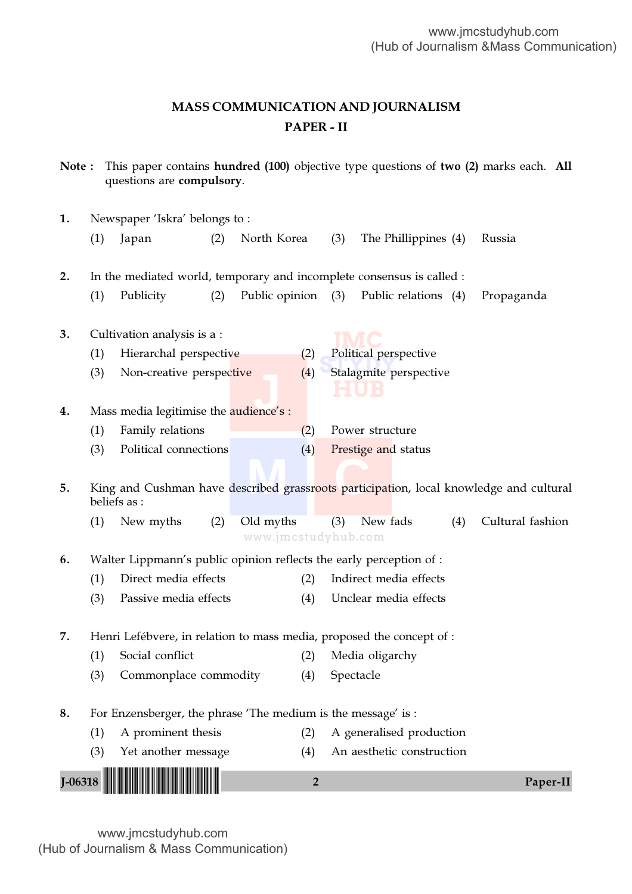# MASS COMMUNICATION AND JOURNALISM

## PAPER - II

**Note :** This paper contains **hundred (100)** objective type questions of **two (2)** marks each. **All** questions are **compulsory**.

1. Newspaper 'Iskra' belongs to :
   (1) Japan (2) North Korea (3) The Phillippines (4) Russia

2. In the mediated world, temporary and incomplete consensus is called :
   (1) Publicity (2) Public opinion (3) Public relations (4) Propaganda

3. Cultivation analysis is a :
   (1) Hierarchal perspective (2) Political perspective
   (3) Non-creative perspective (4) Stalagmite perspective

4. Mass media legitimise the audience's :
   (1) Family relations (2) Power structure
   (3) Political connections (4) Prestige and status

5. King and Cushman have described grassroots participation, local knowledge and cultural beliefs as :
   (1) New myths (2) Old myths (3) New fads (4) Cultural fashion

6. Walter Lippmann's public opinion reflects the early perception of :
   (1) Direct media effects (2) Indirect media effects
   (3) Passive media effects (4) Unclear media effects

7. Henri Lefébvere, in relation to mass media, proposed the concept of :
   (1) Social conflict (2) Media oligarchy
   (3) Commonplace commodity (4) Spectacle

8. For Enzensberger, the phrase 'The medium is the message' is :
   (1) A prominent thesis (2) A generalised production
   (3) Yet another message (4) An aesthetic construction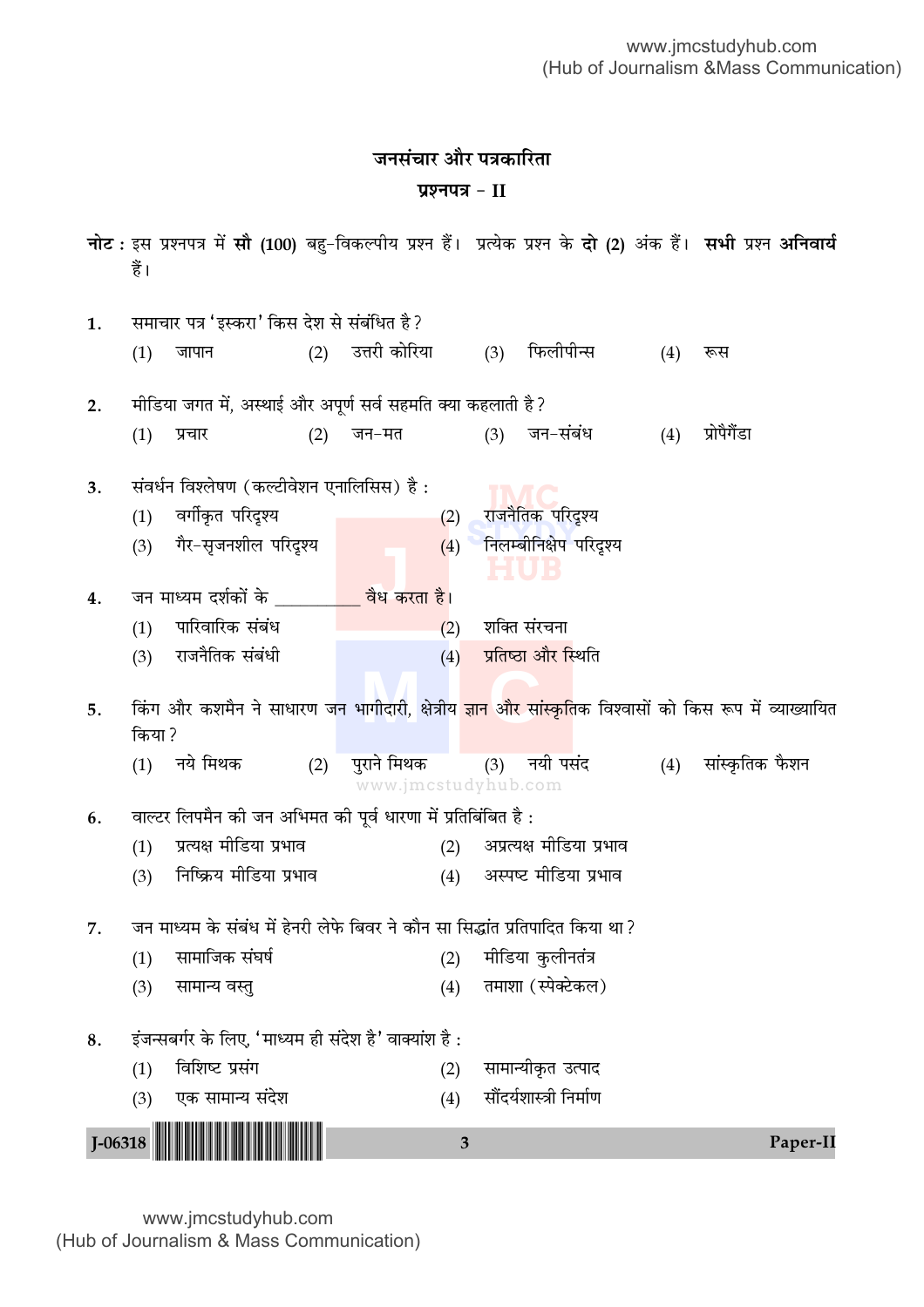## जनसंचार और पत्रकारिता

### प्रश्नपत्र – II

**नोट :** इस प्रश्नपत्र में **सौ (100)** बहु-विकल्पीय प्रश्न हैं। प्रत्येक प्रश्न के **दो (2)** अंक हैं। **सभी** प्रश्न **अनिवार्य** हैं।

1. समाचार पत्र 'इस्करा' किस देश से संबंधित है ?
   (1) जापान (2) उत्तरी कोरिया (3) फिलीपीन्स (4) रूस

2. मीडिया जगत में, अस्थाई और अपूर्ण सर्व सहमति क्या कहलाती है ?
   (1) प्रचार (2) जन-मत (3) जन-संबंध (4) प्रोपैगैंडा

3. संवर्धन विश्लेषण (कल्टीवेशन एनालिसिस) है :
   (1) वर्गीकृत परिदृश्य
   (2) राजनैतिक परिदृश्य
   (3) गैर-सृजनशील परिदृश्य
   (4) निलम्बीनिक्षेप परिदृश्य

4. जन माध्यम दर्शकों के __________ वैध करता है।
   (1) पारिवारिक संबंध
   (2) शक्ति संरचना
   (3) राजनैतिक संबंधी
   (4) प्रतिष्ठा और स्थिति

5. किंग और कशमैन ने साधारण जन भागीदारी, क्षेत्रीय ज्ञान और सांस्कृतिक विश्वासों को किस रूप में व्याख्यायित किया ?
   (1) नये मिथक (2) पुराने मिथक (3) नयी पसंद (4) सांस्कृतिक फैशन

6. वाल्टर लिपमैन की जन अभिमत की पूर्व धारणा में प्रतिबिंबित है :
   (1) प्रत्यक्ष मीडिया प्रभाव
   (2) अप्रत्यक्ष मीडिया प्रभाव
   (3) निष्क्रिय मीडिया प्रभाव
   (4) अस्पष्ट मीडिया प्रभाव

7. जन माध्यम के संबंध में हेनरी लेफे बिवर ने कौन सा सिद्धांत प्रतिपादित किया था ?
   (1) सामाजिक संघर्ष
   (2) मीडिया कुलीनतंत्र
   (3) सामान्य वस्तु
   (4) तमाशा (स्पेक्टेकल)

8. इंजन्सबर्गर के लिए, 'माध्यम ही संदेश है' वाक्यांश है :
   (1) विशिष्ट प्रसंग
   (2) सामान्यीकृत उत्पाद
   (3) एक सामान्य संदेश
   (4) सौंदर्यशास्त्री निर्माण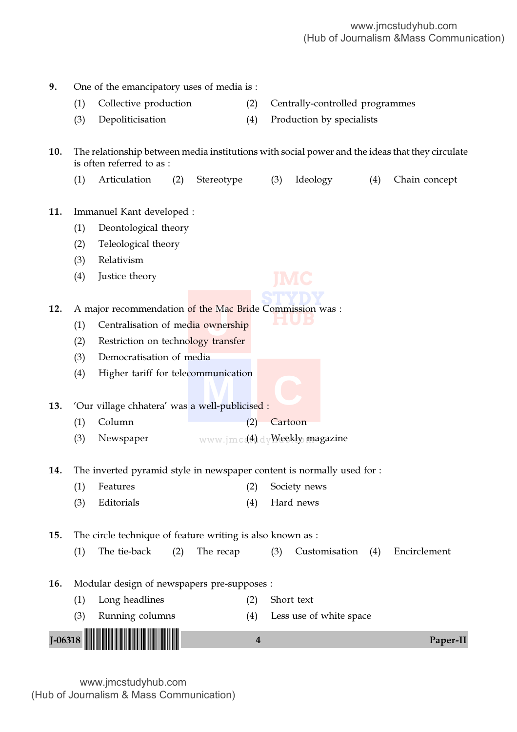9. One of the emancipatory uses of media is :

   (1) Collective production
   (2) Centrally-controlled programmes
   (3) Depoliticisation
   (4) Production by specialists

10. The relationship between media institutions with social power and the ideas that they circulate is often referred to as :

    (1) Articulation
    (2) Stereotype
    (3) Ideology
    (4) Chain concept

11. Immanuel Kant developed :

    (1) Deontological theory
    (2) Teleological theory
    (3) Relativism
    (4) Justice theory

12. A major recommendation of the Mac Bride Commission was :

    (1) Centralisation of media ownership
    (2) Restriction on technology transfer
    (3) Democratisation of media
    (4) Higher tariff for telecommunication

13. 'Our village chhatera' was a well-publicised :

    (1) Column
    (2) Cartoon
    (3) Newspaper
    (4) Weekly magazine

14. The inverted pyramid style in newspaper content is normally used for :

    (1) Features
    (2) Society news
    (3) Editorials
    (4) Hard news

15. The circle technique of feature writing is also known as :

    (1) The tie-back
    (2) The recap
    (3) Customisation
    (4) Encirclement

16. Modular design of newspapers pre-supposes :

    (1) Long headlines
    (2) Short text
    (3) Running columns
    (4) Less use of white space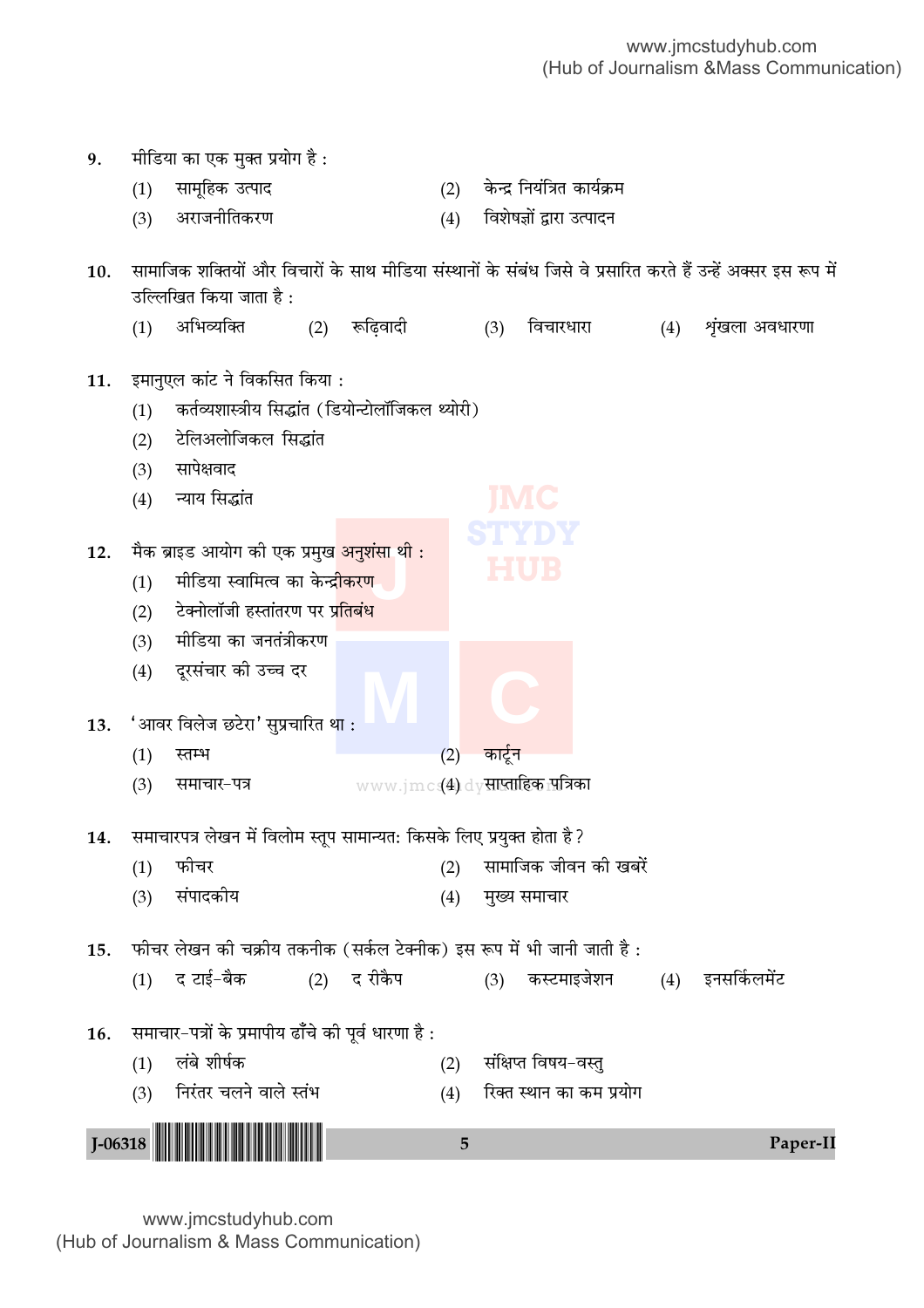9. मीडिया का एक मुक्त प्रयोग है :

(1) सामूहिक उत्पाद
(2) केन्द्र नियंत्रित कार्यक्रम
(3) अराजनीतिकरण
(4) विशेषज्ञों द्वारा उत्पादन

10. सामाजिक शक्तियों और विचारों के साथ मीडिया संस्थानों के संबंध जिसे वे प्रसारित करते हैं उन्हें अक्सर इस रूप में उल्लिखित किया जाता है :

(1) अभिव्यक्ति
(2) रूढ़िवादी
(3) विचारधारा
(4) शृंखला अवधारणा

11. इमानुएल कांट ने विकसित किया :

(1) कर्तव्यशास्त्रीय सिद्धांत (डियोन्टोलॉजिकल थ्योरी)
(2) टेलिअलोजिकल सिद्धांत
(3) सापेक्षवाद
(4) न्याय सिद्धांत

12. मैक ब्राइड आयोग की एक प्रमुख अनुशंसा थी :

(1) मीडिया स्वामित्व का केन्द्रीकरण
(2) टेक्नोलॉजी हस्तांतरण पर प्रतिबंध
(3) मीडिया का जनतंत्रीकरण
(4) दूरसंचार की उच्च दर

13. 'आवर विलेज छटेरा' सुप्रचारित था :

(1) स्तम्भ
(2) कार्टून
(3) समाचार-पत्र
(4) साप्ताहिक पत्रिका

14. समाचारपत्र लेखन में विलोम स्तूप सामान्यत: किसके लिए प्रयुक्त होता है ?

(1) फीचर
(2) सामाजिक जीवन की खबरें
(3) संपादकीय
(4) मुख्य समाचार

15. फीचर लेखन की चक्रीय तकनीक (सर्कल टेक्नीक) इस रूप में भी जानी जाती है :

(1) द टाई-बैक
(2) द रीकैप
(3) कस्टमाइजेशन
(4) इनसर्किलमेंट

16. समाचार-पत्रों के प्रमापीय ढाँचे की पूर्व धारणा है :

(1) लंबे शीर्षक
(2) संक्षिप्त विषय-वस्तु
(3) निरंतर चलने वाले स्तंभ
(4) रिक्त स्थान का कम प्रयोग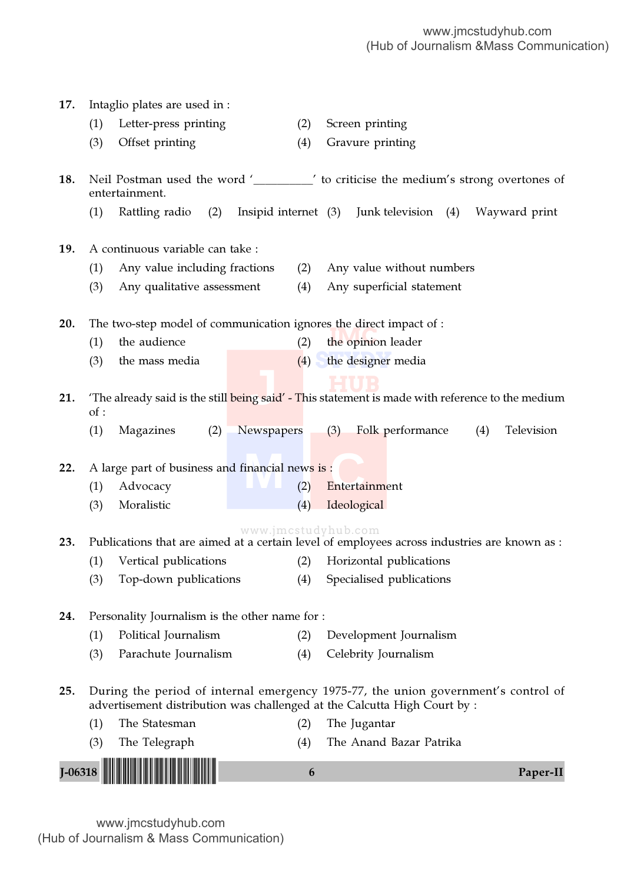17. Intaglio plates are used in :

    (1) Letter-press printing
    (2) Screen printing
    (3) Offset printing
    (4) Gravure printing

18. Neil Postman used the word '__________' to criticise the medium's strong overtones of entertainment.

    (1) Rattling radio
    (2) Insipid internet
    (3) Junk television
    (4) Wayward print

19. A continuous variable can take :

    (1) Any value including fractions
    (2) Any value without numbers
    (3) Any qualitative assessment
    (4) Any superficial statement

20. The two-step model of communication ignores the direct impact of :

    (1) the audience
    (2) the opinion leader
    (3) the mass media
    (4) the designer media

21. 'The already said is the still being said' - This statement is made with reference to the medium of :

    (1) Magazines
    (2) Newspapers
    (3) Folk performance
    (4) Television

22. A large part of business and financial news is :

    (1) Advocacy
    (2) Entertainment
    (3) Moralistic
    (4) Ideological

23. Publications that are aimed at a certain level of employees across industries are known as :

    (1) Vertical publications
    (2) Horizontal publications
    (3) Top-down publications
    (4) Specialised publications

24. Personality Journalism is the other name for :

    (1) Political Journalism
    (2) Development Journalism
    (3) Parachute Journalism
    (4) Celebrity Journalism

25. During the period of internal emergency 1975-77, the union government's control of advertisement distribution was challenged at the Calcutta High Court by :

    (1) The Statesman
    (2) The Jugantar
    (3) The Telegraph
    (4) The Anand Bazar Patrika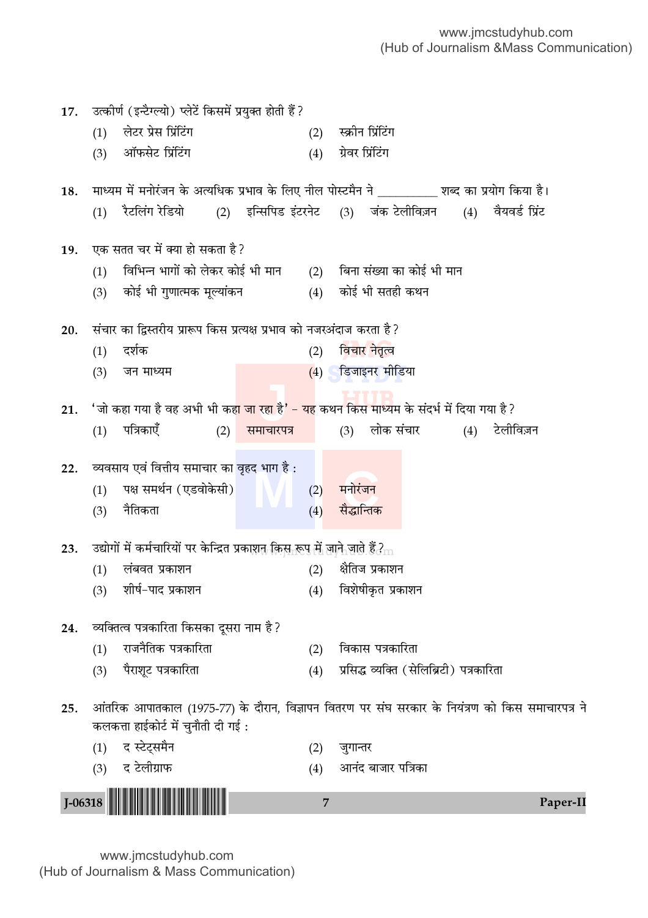17. उत्कीर्ण (इन्टैग्ल्यो) प्लेटें किसमें प्रयुक्त होती हैं?
    (1) लेटर प्रेस प्रिंटिंग
    (2) स्क्रीन प्रिंटिंग
    (3) ऑफसेट प्रिंटिंग
    (4) ग्रेवर प्रिंटिंग

18. माध्यम में मनोरंजन के अत्यधिक प्रभाव के लिए नील पोस्टमैन ने __________ शब्द का प्रयोग किया है।
    (1) रैटलिंग रेडियो
    (2) इन्सिपिड इंटरनेट
    (3) जंक टेलीविज़न
    (4) वैयवर्ड प्रिंट

19. एक सतत चर में क्या हो सकता है?
    (1) विभिन्न भागों को लेकर कोई भी मान
    (2) बिना संख्या का कोई भी मान
    (3) कोई भी गुणात्मक मूल्यांकन
    (4) कोई भी सतही कथन

20. संचार का द्विस्तरीय प्रारूप किस प्रत्यक्ष प्रभाव को नजरअंदाज करता है?
    (1) दर्शक
    (2) विचार नेतृत्व
    (3) जन माध्यम
    (4) डिजाइनर मीडिया

21. 'जो कहा गया है वह अभी भी कहा जा रहा है' – यह कथन किस माध्यम के संदर्भ में दिया गया है?
    (1) पत्रिकाएँ
    (2) समाचारपत्र
    (3) लोक संचार
    (4) टेलीविज़न

22. व्यवसाय एवं वित्तीय समाचार का वृहद भाग है :
    (1) पक्ष समर्थन (एडवोकेसी)
    (2) मनोरंजन
    (3) नैतिकता
    (4) सैद्धान्तिक

23. उद्योगों में कर्मचारियों पर केन्द्रित प्रकाशन किस रूप में जाने जाते हैं?
    (1) लंबवत प्रकाशन
    (2) क्षैतिज प्रकाशन
    (3) शीर्ष-पाद प्रकाशन
    (4) विशेषीकृत प्रकाशन

24. व्यक्तित्व पत्रकारिता किसका दूसरा नाम है?
    (1) राजनैतिक पत्रकारिता
    (2) विकास पत्रकारिता
    (3) पैराशूट पत्रकारिता
    (4) प्रसिद्ध व्यक्ति (सेलिब्रिटी) पत्रकारिता

25. आंतरिक आपातकाल (1975-77) के दौरान, विज्ञापन वितरण पर संघ सरकार के नियंत्रण को किस समाचारपत्र ने कलकत्ता हाईकोर्ट में चुनौती दी गई :
    (1) द स्टेट्समैन
    (2) जुगान्तर
    (3) द टेलीग्राफ
    (4) आनंद बाजार पत्रिका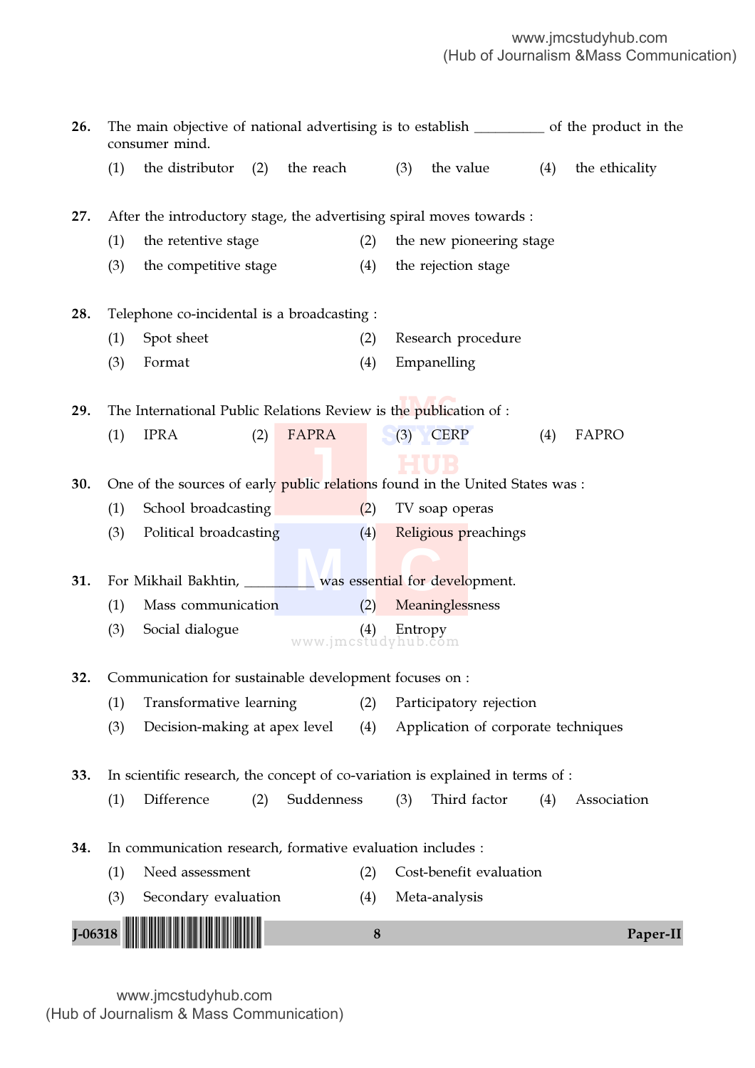26. The main objective of national advertising is to establish __________ of the product in the consumer mind.

(1) the distributor (2) the reach (3) the value (4) the ethicality

27. After the introductory stage, the advertising spiral moves towards :

(1) the retentive stage (2) the new pioneering stage

(3) the competitive stage (4) the rejection stage

28. Telephone co-incidental is a broadcasting :

(1) Spot sheet (2) Research procedure

(3) Format (4) Empanelling

29. The International Public Relations Review is the publication of :

(1) IPRA (2) FAPRA (3) CERP (4) FAPRO

30. One of the sources of early public relations found in the United States was :

(1) School broadcasting (2) TV soap operas

(3) Political broadcasting (4) Religious preachings

31. For Mikhail Bakhtin, __________ was essential for development.

(1) Mass communication (2) Meaninglessness

(3) Social dialogue (4) Entropy

32. Communication for sustainable development focuses on :

(1) Transformative learning (2) Participatory rejection

(3) Decision-making at apex level (4) Application of corporate techniques

33. In scientific research, the concept of co-variation is explained in terms of :

(1) Difference (2) Suddenness (3) Third factor (4) Association

34. In communication research, formative evaluation includes :

(1) Need assessment (2) Cost-benefit evaluation

(3) Secondary evaluation (4) Meta-analysis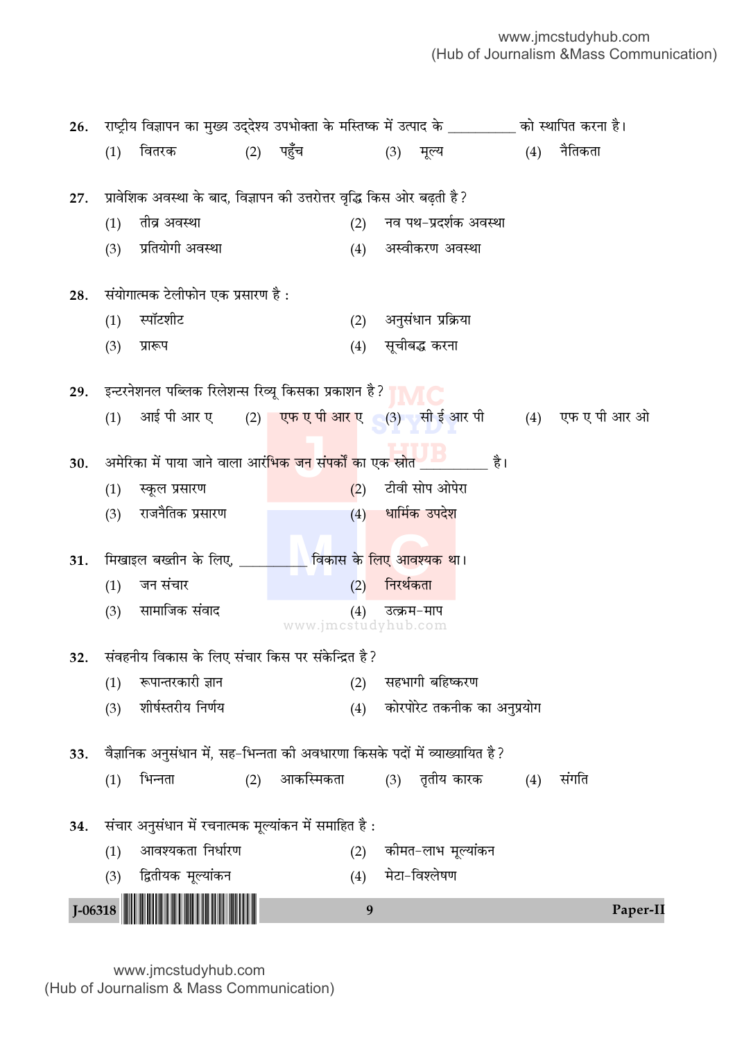26. राष्ट्रीय विज्ञापन का मुख्य उद्देश्य उपभोक्ता के मस्तिष्क में उत्पाद के __________ को स्थापित करना है।
   (1) वितरक (2) पहुँच (3) मूल्य (4) नैतिकता

27. प्रावेशिक अवस्था के बाद, विज्ञापन की उत्तरोत्तर वृद्धि किस ओर बढ़ती है?
   (1) तीव्र अवस्था
   (2) नव पथ-प्रदर्शक अवस्था
   (3) प्रतियोगी अवस्था
   (4) अस्वीकरण अवस्था

28. संयोगात्मक टेलीफोन एक प्रसारण है :
   (1) स्पॉटशीट
   (2) अनुसंधान प्रक्रिया
   (3) प्रारूप
   (4) सूचीबद्ध करना

29. इन्टरनेशनल पब्लिक रिलेशन्स रिव्यू किसका प्रकाशन है?
   (1) आई पी आर ए (2) एफ ए पी आर ए (3) सी ई आर पी (4) एफ ए पी आर ओ

30. अमेरिका में पाया जाने वाला आरंभिक जन संपर्कों का एक स्रोत __________ है।
   (1) स्कूल प्रसारण
   (2) टीवी सोप ओपेरा
   (3) राजनैतिक प्रसारण
   (4) धार्मिक उपदेश

31. मिखाइल बख्तीन के लिए, __________ विकास के लिए आवश्यक था।
   (1) जन संचार
   (2) निरर्थकता
   (3) सामाजिक संवाद
   (4) उत्क्रम-माप

32. संवहनीय विकास के लिए संचार किस पर संकेन्द्रित है?
   (1) रूपान्तरकारी ज्ञान
   (2) सहभागी बहिष्करण
   (3) शीर्षस्तरीय निर्णय
   (4) कोरपोरेट तकनीक का अनुप्रयोग

33. वैज्ञानिक अनुसंधान में, सह-भिन्नता की अवधारणा किसके पदों में व्याख्यायित है?
   (1) भिन्नता (2) आकस्मिकता (3) तृतीय कारक (4) संगति

34. संचार अनुसंधान में रचनात्मक मूल्यांकन में समाहित है :
   (1) आवश्यकता निर्धारण
   (2) कीमत-लाभ मूल्यांकन
   (3) द्वितीयक मूल्यांकन
   (4) मेटा-विश्लेषण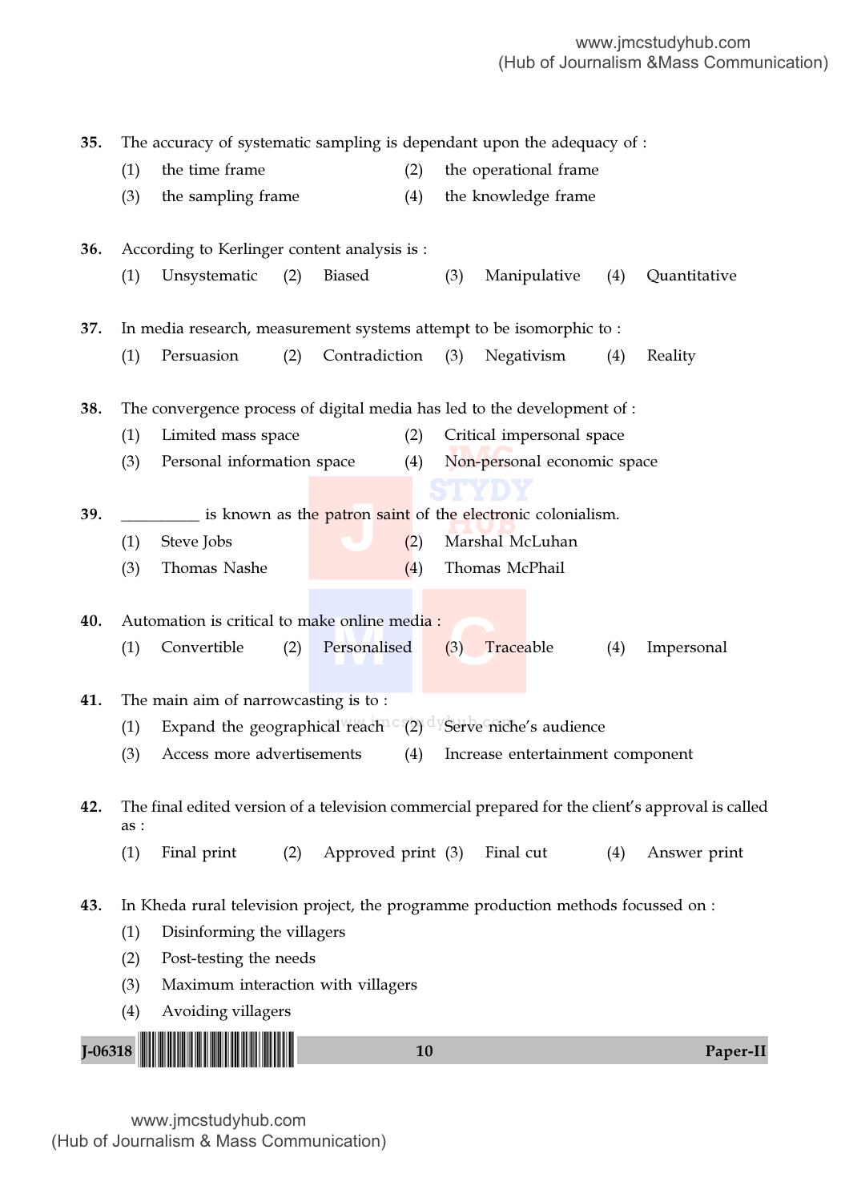35. The accuracy of systematic sampling is dependant upon the adequacy of :
    (1) the time frame
    (2) the operational frame
    (3) the sampling frame
    (4) the knowledge frame

36. According to Kerlinger content analysis is :
    (1) Unsystematic
    (2) Biased
    (3) Manipulative
    (4) Quantitative

37. In media research, measurement systems attempt to be isomorphic to :
    (1) Persuasion
    (2) Contradiction
    (3) Negativism
    (4) Reality

38. The convergence process of digital media has led to the development of :
    (1) Limited mass space
    (2) Critical impersonal space
    (3) Personal information space
    (4) Non-personal economic space

39. __________ is known as the patron saint of the electronic colonialism.
    (1) Steve Jobs
    (2) Marshal McLuhan
    (3) Thomas Nashe
    (4) Thomas McPhail

40. Automation is critical to make online media :
    (1) Convertible
    (2) Personalised
    (3) Traceable
    (4) Impersonal

41. The main aim of narrowcasting is to :
    (1) Expand the geographical reach
    (2) Serve niche's audience
    (3) Access more advertisements
    (4) Increase entertainment component

42. The final edited version of a television commercial prepared for the client's approval is called as :
    (1) Final print
    (2) Approved print
    (3) Final cut
    (4) Answer print

43. In Kheda rural television project, the programme production methods focussed on :
    (1) Disinforming the villagers
    (2) Post-testing the needs
    (3) Maximum interaction with villagers
    (4) Avoiding villagers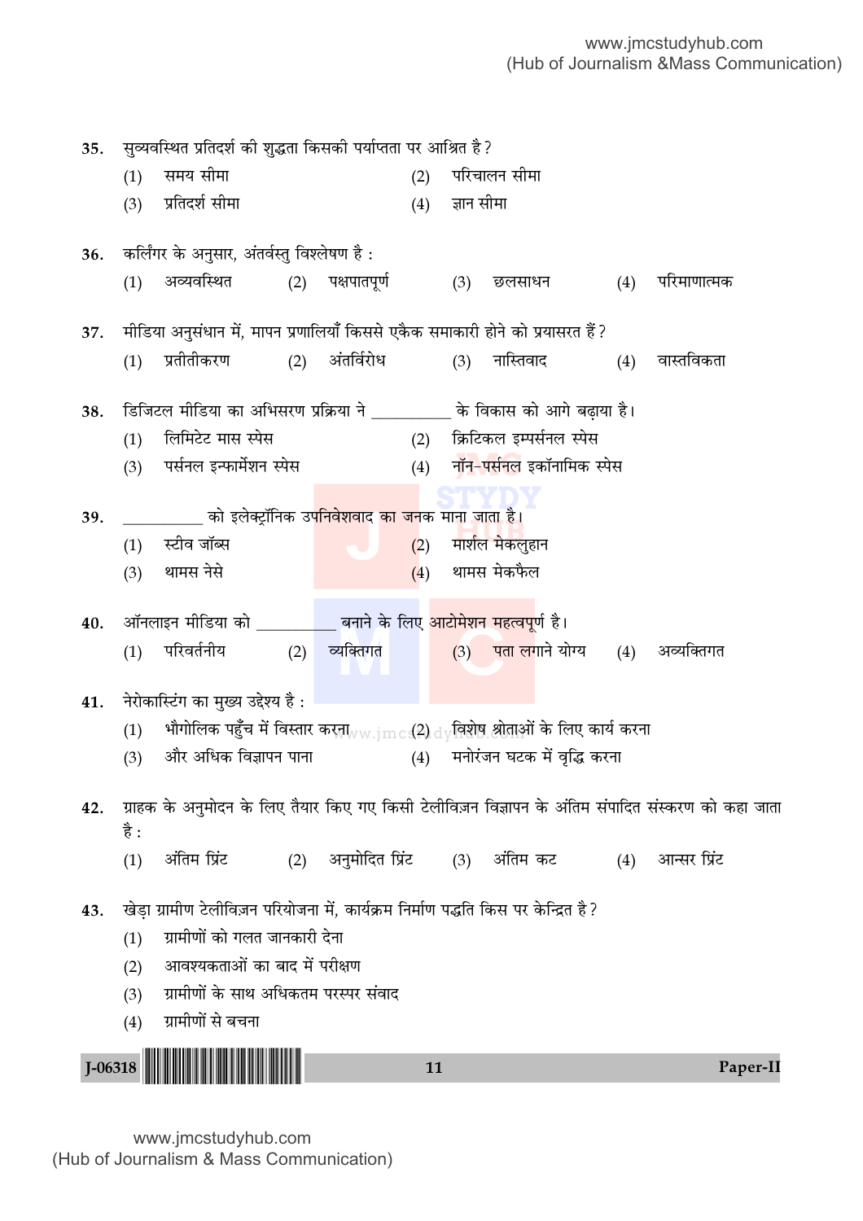35. सुव्यवस्थित प्रतिदर्श की शुद्धता किसकी पर्याप्तता पर आश्रित है?

(1) समय सीमा
(2) परिचालन सीमा
(3) प्रतिदर्श सीमा
(4) ज्ञान सीमा

36. कर्लिंगर के अनुसार, अंतर्वस्तु विश्लेषण है :

(1) अव्यवस्थित
(2) पक्षपातपूर्ण
(3) छलसाधन
(4) परिमाणात्मक

37. मीडिया अनुसंधान में, मापन प्रणालियाँ किससे एकैक समाकारी होने को प्रयासरत हैं?

(1) प्रतीतीकरण
(2) अंतर्विरोध
(3) नास्तिवाद
(4) वास्तविकता

38. डिजिटल मीडिया का अभिसरण प्रक्रिया ने __________ के विकास को आगे बढ़ाया है।

(1) लिमिटेड मास स्पेस
(2) क्रिटिकल इम्पर्सनल स्पेस
(3) पर्सनल इन्फार्मेशन स्पेस
(4) नॉन-पर्सनल इकॉनामिक स्पेस

39. __________ को इलेक्ट्रॉनिक उपनिवेशवाद का जनक माना जाता है।

(1) स्टीव जॉब्स
(2) मार्शल मेकलुहान
(3) थामस नेसे
(4) थामस मेकफैल

40. ऑनलाइन मीडिया को __________ बनाने के लिए आटोमेशन महत्वपूर्ण है।

(1) परिवर्तनीय
(2) व्यक्तिगत
(3) पता लगाने योग्य
(4) अव्यक्तिगत

41. नेरोकास्टिंग का मुख्य उद्देश्य है :

(1) भौगोलिक पहुँच में विस्तार करना
(2) विशेष श्रोताओं के लिए कार्य करना
(3) और अधिक विज्ञापन पाना
(4) मनोरंजन घटक में वृद्धि करना

42. ग्राहक के अनुमोदन के लिए तैयार किए गए किसी टेलीविज़न विज्ञापन के अंतिम संपादित संस्करण को कहा जाता है :

(1) अंतिम प्रिंट
(2) अनुमोदित प्रिंट
(3) अंतिम कट
(4) आन्सर प्रिंट

43. खेड़ा ग्रामीण टेलीविज़न परियोजना में, कार्यक्रम निर्माण पद्धति किस पर केन्द्रित है?

(1) ग्रामीणों को गलत जानकारी देना
(2) आवश्यकताओं का बाद में परीक्षण
(3) ग्रामीणों के साथ अधिकतम परस्पर संवाद
(4) ग्रामीणों से बचना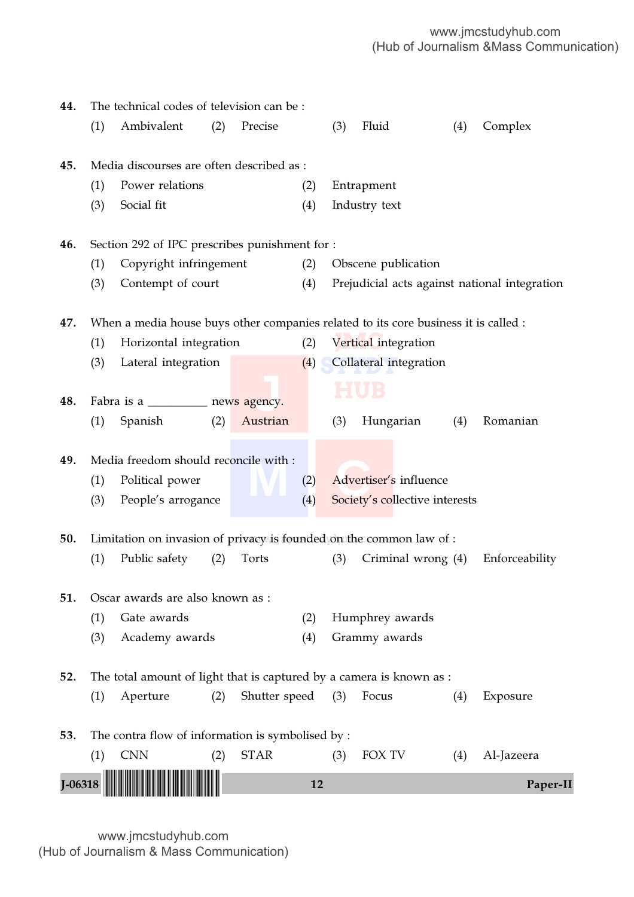**44.** The technical codes of television can be :

(1) Ambivalent (2) Precise (3) Fluid (4) Complex

**45.** Media discourses are often described as :

(1) Power relations
(2) Entrapment
(3) Social fit
(4) Industry text

**46.** Section 292 of IPC prescribes punishment for :

(1) Copyright infringement
(2) Obscene publication
(3) Contempt of court
(4) Prejudicial acts against national integration

**47.** When a media house buys other companies related to its core business it is called :

(1) Horizontal integration
(2) Vertical integration
(3) Lateral integration
(4) Collateral integration

**48.** Fabra is a __________ news agency.

(1) Spanish (2) Austrian (3) Hungarian (4) Romanian

**49.** Media freedom should reconcile with :

(1) Political power
(2) Advertiser's influence
(3) People's arrogance
(4) Society's collective interests

**50.** Limitation on invasion of privacy is founded on the common law of :

(1) Public safety (2) Torts (3) Criminal wrong (4) Enforceability

**51.** Oscar awards are also known as :

(1) Gate awards
(2) Humphrey awards
(3) Academy awards
(4) Grammy awards

**52.** The total amount of light that is captured by a camera is known as :

(1) Aperture (2) Shutter speed (3) Focus (4) Exposure

**53.** The contra flow of information is symbolised by :

(1) CNN (2) STAR (3) FOX TV (4) Al-Jazeera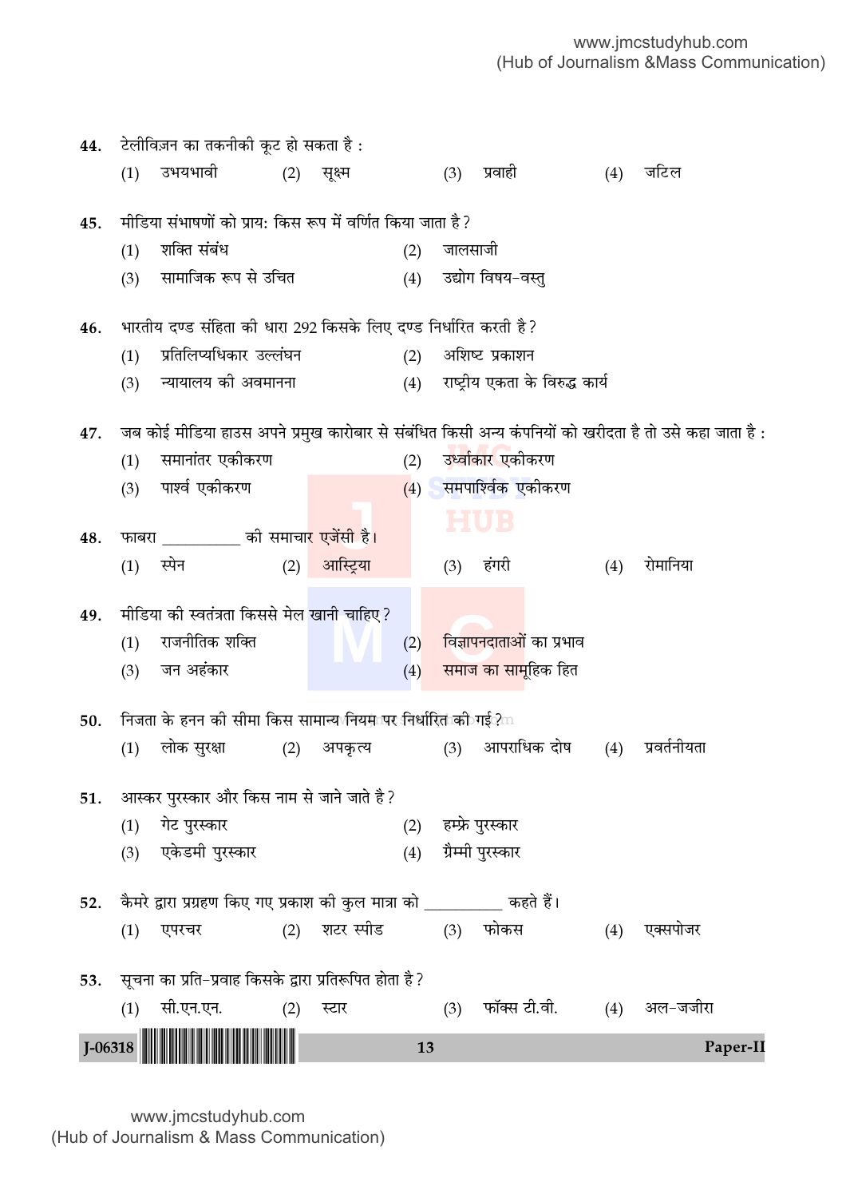44. टेलीविज़न का तकनीकी कूट हो सकता है :

(1) उभयभावी (2) सूक्ष्म (3) प्रवाही (4) जटिल

45. मीडिया संभाषणों को प्राय: किस रूप में वर्णित किया जाता है?

(1) शक्ति संबंध (2) जालसाजी

(3) सामाजिक रूप से उचित (4) उद्योग विषय-वस्तु

46. भारतीय दण्ड संहिता की धारा 292 किसके लिए दण्ड निर्धारित करती है?

(1) प्रतिलिप्यधिकार उल्लंघन (2) अशिष्ट प्रकाशन

(3) न्यायालय की अवमानना (4) राष्ट्रीय एकता के विरुद्ध कार्य

47. जब कोई मीडिया हाउस अपने प्रमुख कारोबार से संबंधित किसी अन्य कंपनियों को खरीदता है तो उसे कहा जाता है :

(1) समानांतर एकीकरण (2) उर्ध्वाकार एकीकरण

(3) पार्श्व एकीकरण (4) समपार्श्विक एकीकरण

48. फाबरा __________ की समाचार एजेंसी है।

(1) स्पेन (2) आस्ट्रिया (3) हंगरी (4) रोमानिया

49. मीडिया की स्वतंत्रता किससे मेल खानी चाहिए?

(1) राजनीतिक शक्ति (2) विज्ञापनदाताओं का प्रभाव

(3) जन अहंकार (4) समाज का सामूहिक हित

50. निजता के हनन की सीमा किस सामान्य नियम पर निर्धारित की गई?

(1) लोक सुरक्षा (2) अपकृत्य (3) आपराधिक दोष (4) प्रवर्तनीयता

51. आस्कर पुरस्कार और किस नाम से जाने जाते है?

(1) गेट पुरस्कार (2) हम्फ्रे पुरस्कार

(3) एकेडमी पुरस्कार (4) ग्रैम्मी पुरस्कार

52. कैमरे द्वारा प्रग्रहण किए गए प्रकाश की कुल मात्रा को __________ कहते हैं।

(1) एपरचर (2) शटर स्पीड (3) फोकस (4) एक्सपोजर

53. सूचना का प्रति-प्रवाह किसके द्वारा प्रतिरूपित होता है?

(1) सी.एन.एन. (2) स्टार (3) फॉक्स टी.वी. (4) अल-जजीरा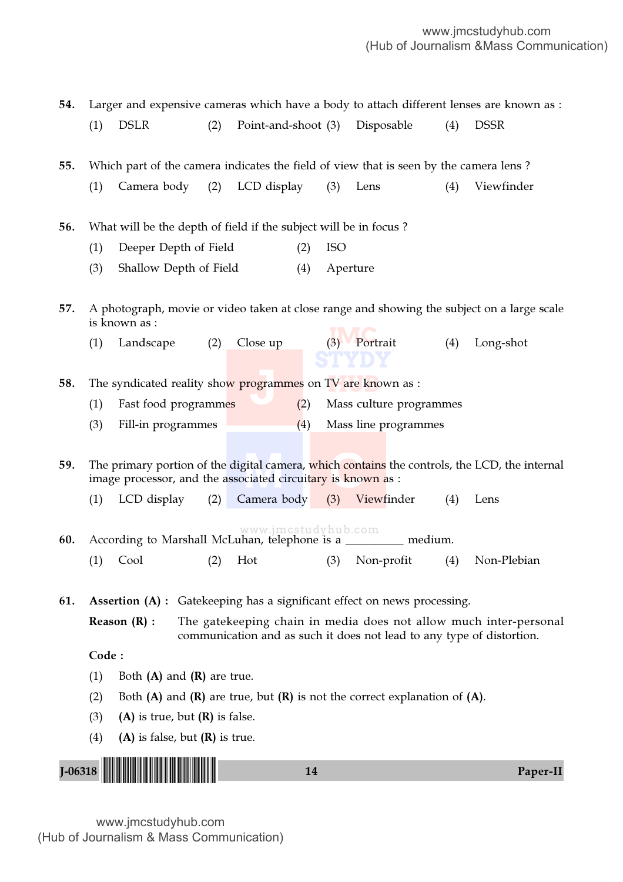54. Larger and expensive cameras which have a body to attach different lenses are known as :

(1) DSLR (2) Point-and-shoot (3) Disposable (4) DSSR

55. Which part of the camera indicates the field of view that is seen by the camera lens ?

(1) Camera body (2) LCD display (3) Lens (4) Viewfinder

56. What will be the depth of field if the subject will be in focus ?

(1) Deeper Depth of Field (2) ISO

(3) Shallow Depth of Field (4) Aperture

57. A photograph, movie or video taken at close range and showing the subject on a large scale is known as :

(1) Landscape (2) Close up (3) Portrait (4) Long-shot

58. The syndicated reality show programmes on TV are known as :

(1) Fast food programmes (2) Mass culture programmes

(3) Fill-in programmes (4) Mass line programmes

59. The primary portion of the digital camera, which contains the controls, the LCD, the internal image processor, and the associated circuitary is known as :

(1) LCD display (2) Camera body (3) Viewfinder (4) Lens

60. According to Marshall McLuhan, telephone is a _________ medium.

(1) Cool (2) Hot (3) Non-profit (4) Non-Plebian

61. **Assertion (A) :** Gatekeeping has a significant effect on news processing.

**Reason (R) :** The gatekeeping chain in media does not allow much inter-personal communication and as such it does not lead to any type of distortion.

**Code :**

(1) Both **(A)** and **(R)** are true.

(2) Both **(A)** and **(R)** are true, but **(R)** is not the correct explanation of **(A)**.

(3) **(A)** is true, but **(R)** is false.

(4) **(A)** is false, but **(R)** is true.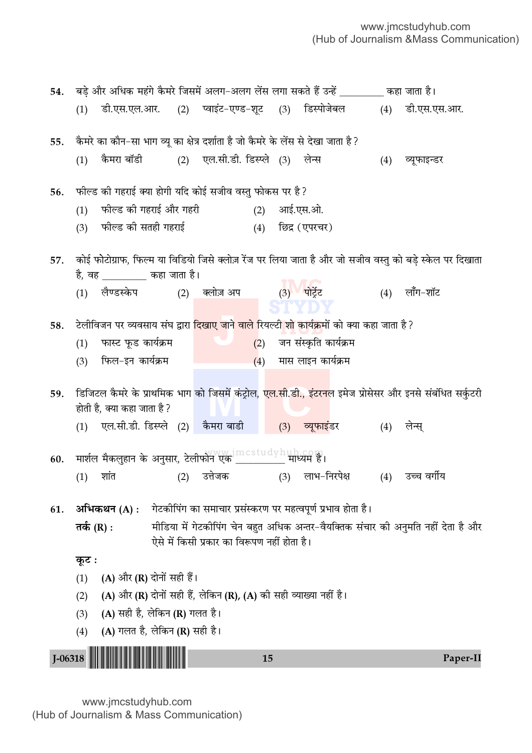54. बड़े और अधिक महंगे कैमरे जिसमें अलग-अलग लेंस लगा सकते हैं उन्हें ________ कहा जाता है।

(1) डी.एस.एल.आर. (2) प्वाइंट-एण्ड-शूट (3) डिस्पोजेबल (4) डी.एस.एस.आर.

55. कैमरे का कौन-सा भाग व्यू का क्षेत्र दर्शाता है जो कैमरे के लेंस से देखा जाता है?

(1) कैमरा बॉडी (2) एल.सी.डी. डिस्प्ले (3) लेन्स (4) व्यूफाइन्डर

56. फील्ड की गहराई क्या होगी यदि कोई सजीव वस्तु फोकस पर है?

(1) फील्ड की गहराई और गहरी (2) आई.एस.ओ.

(3) फील्ड की सतही गहराई (4) छिद्र (एपरचर)

57. कोई फोटोग्राफ, फिल्म या विडियो जिसे क्लोज़ रेंज पर लिया जाता है और जो सजीव वस्तु को बड़े स्केल पर दिखाता है, वह ________ कहा जाता है।

(1) लैण्डस्केप (2) क्लोज़ अप (3) पोर्ट्रेट (4) लॉंग-शॉट

58. टेलीविजन पर व्यवसाय संघ द्वारा दिखाए जाने वाले रियल्टी शो कार्यक्रमों को क्या कहा जाता है?

(1) फास्ट फूड कार्यक्रम (2) जन संस्कृति कार्यक्रम

(3) फिल-इन कार्यक्रम (4) मास लाइन कार्यक्रम

59. डिजिटल कैमरे के प्राथमिक भाग को जिसमें कंट्रोल, एल.सी.डी., इंटरनल इमेज प्रोसेसर और इनसे संबंधित सर्कुटरी होती है, क्या कहा जाता है?

(1) एल.सी.डी. डिस्प्ले (2) कैमरा बाडी (3) व्यूफाइंडर (4) लेन्स्

60. मार्शल मैकलुहान के अनुसार, टेलीफोन एक ________ माध्यम है।

(1) शांत (2) उत्तेजक (3) लाभ-निरपेक्ष (4) उच्च वर्गीय

61. **अभिकथन (A) :** गेटकीपिंग का समाचार प्रसंस्करण पर महत्वपूर्ण प्रभाव होता है।

**तर्क (R) :** मीडिया में गेटकीपिंग चेन बहुत अधिक अन्तर-वैयक्तिक संचार की अनुमति नहीं देता है और ऐसे में किसी प्रकार का विरूपण नहीं होता है।

**कूट :**

(1) **(A)** और **(R)** दोनों सही हैं।

(2) **(A)** और **(R)** दोनों सही हैं, लेकिन **(R)**, **(A)** की सही व्याख्या नहीं है।

(3) **(A)** सही है, लेकिन **(R)** गलत है।

(4) **(A)** गलत है, लेकिन **(R)** सही है।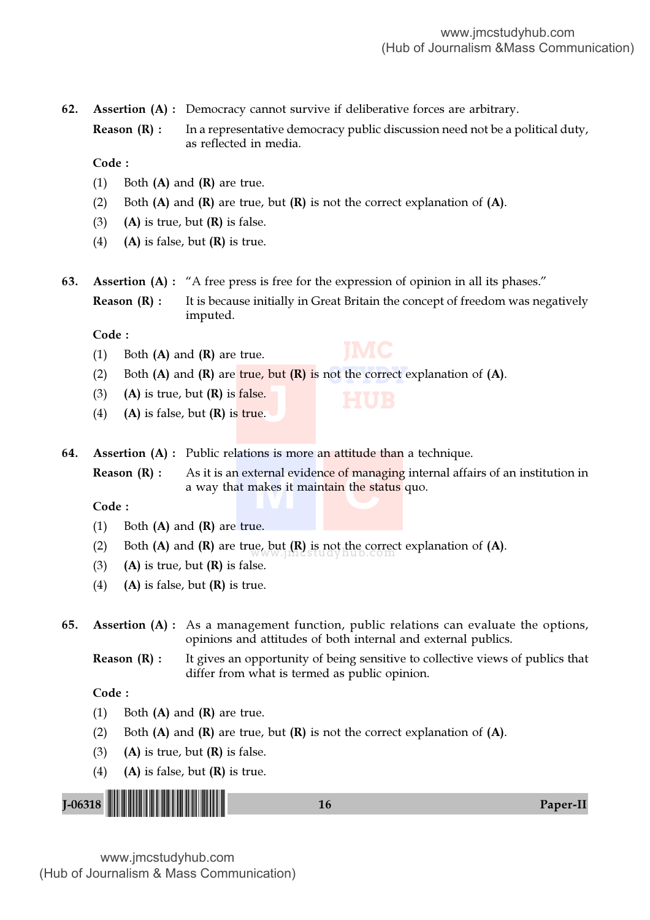62. **Assertion (A) :** Democracy cannot survive if deliberative forces are arbitrary.

    **Reason (R) :** In a representative democracy public discussion need not be a political duty, as reflected in media.

    **Code :**

    (1) Both **(A)** and **(R)** are true.

    (2) Both **(A)** and **(R)** are true, but **(R)** is not the correct explanation of **(A)**.

    (3) **(A)** is true, but **(R)** is false.

    (4) **(A)** is false, but **(R)** is true.

63. **Assertion (A) :** "A free press is free for the expression of opinion in all its phases."

    **Reason (R) :** It is because initially in Great Britain the concept of freedom was negatively imputed.

    **Code :**

    (1) Both **(A)** and **(R)** are true.

    (2) Both **(A)** and **(R)** are true, but **(R)** is not the correct explanation of **(A)**.

    (3) **(A)** is true, but **(R)** is false.

    (4) **(A)** is false, but **(R)** is true.

64. **Assertion (A) :** Public relations is more an attitude than a technique.

    **Reason (R) :** As it is an external evidence of managing internal affairs of an institution in a way that makes it maintain the status quo.

    **Code :**

    (1) Both **(A)** and **(R)** are true.

    (2) Both **(A)** and **(R)** are true, but **(R)** is not the correct explanation of **(A)**.

    (3) **(A)** is true, but **(R)** is false.

    (4) **(A)** is false, but **(R)** is true.

65. **Assertion (A) :** As a management function, public relations can evaluate the options, opinions and attitudes of both internal and external publics.

    **Reason (R) :** It gives an opportunity of being sensitive to collective views of publics that differ from what is termed as public opinion.

    **Code :**

    (1) Both **(A)** and **(R)** are true.

    (2) Both **(A)** and **(R)** are true, but **(R)** is not the correct explanation of **(A)**.

    (3) **(A)** is true, but **(R)** is false.

    (4) **(A)** is false, but **(R)** is true.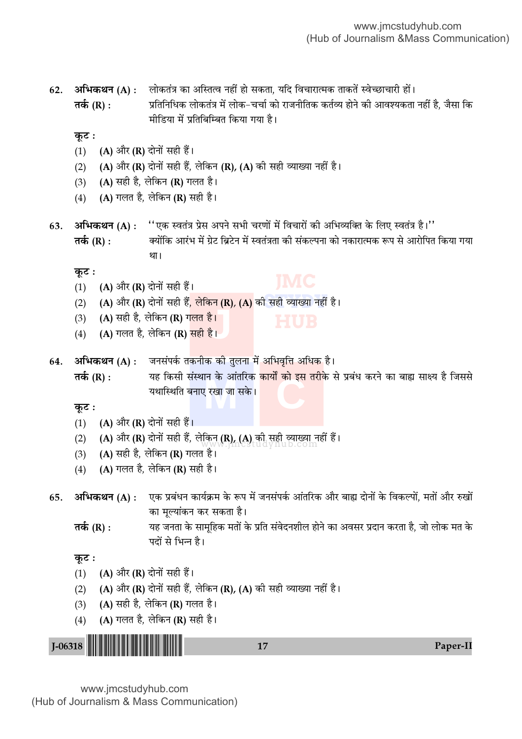62. **अभिकथन (A) :** लोकतंत्र का अस्तित्व नहीं हो सकता, यदि विचारात्मक ताकतें स्वेच्छाचारी हों।

**तर्क (R) :** प्रतिनिधिक लोकतंत्र में लोक-चर्चा को राजनीतिक कर्तव्य होने की आवश्यकता नहीं है, जैसा कि मीडिया में प्रतिबिम्बित किया गया है।

**कूट :**

(1) **(A)** और **(R)** दोनों सही हैं।

(2) **(A)** और **(R)** दोनों सही हैं, लेकिन **(R)**, **(A)** की सही व्याख्या नहीं है।

(3) **(A)** सही है, लेकिन **(R)** गलत है।

(4) **(A)** गलत है, लेकिन **(R)** सही है।

63. **अभिकथन (A) :** ''एक स्वतंत्र प्रेस अपने सभी चरणों में विचारों की अभिव्यक्ति के लिए स्वतंत्र है।''

**तर्क (R) :** क्योंकि आरंभ में ग्रेट ब्रिटेन में स्वतंत्रता की संकल्पना को नकारात्मक रूप से आरोपित किया गया था।

**कूट :**

(1) **(A)** और **(R)** दोनों सही हैं।

(2) **(A)** और **(R)** दोनों सही हैं, लेकिन **(R)**, **(A)** की सही व्याख्या नहीं है।

(3) **(A)** सही है, लेकिन **(R)** गलत है।

(4) **(A)** गलत है, लेकिन **(R)** सही है।

64. **अभिकथन (A) :** जनसंपर्क तकनीक की तुलना में अभिवृत्ति अधिक है।

**तर्क (R) :** यह किसी संस्थान के आंतरिक कार्यों को इस तरीके से प्रबंध करने का बाह्य साक्ष्य है जिससे यथास्थिति बनाए रखा जा सके।

**कूट :**

(1) **(A)** और **(R)** दोनों सही हैं।

(2) **(A)** और **(R)** दोनों सही हैं, लेकिन **(R)**, **(A)** की सही व्याख्या नहीं हैं।

(3) **(A)** सही है, लेकिन **(R)** गलत है।

(4) **(A)** गलत है, लेकिन **(R)** सही है।

65. **अभिकथन (A) :** एक प्रबंधन कार्यक्रम के रूप में जनसंपर्क आंतरिक और बाह्य दोनों के विकल्पों, मतों और रुखों का मूल्यांकन कर सकता है।

**तर्क (R) :** यह जनता के सामूहिक मतों के प्रति संवेदनशील होने का अवसर प्रदान करता है, जो लोक मत के पदों से भिन्न है।

**कूट :**

(1) **(A)** और **(R)** दोनों सही हैं।

(2) **(A)** और **(R)** दोनों सही हैं, लेकिन **(R)**, **(A)** की सही व्याख्या नहीं है।

(3) **(A)** सही है, लेकिन **(R)** गलत है।

(4) **(A)** गलत है, लेकिन **(R)** सही है।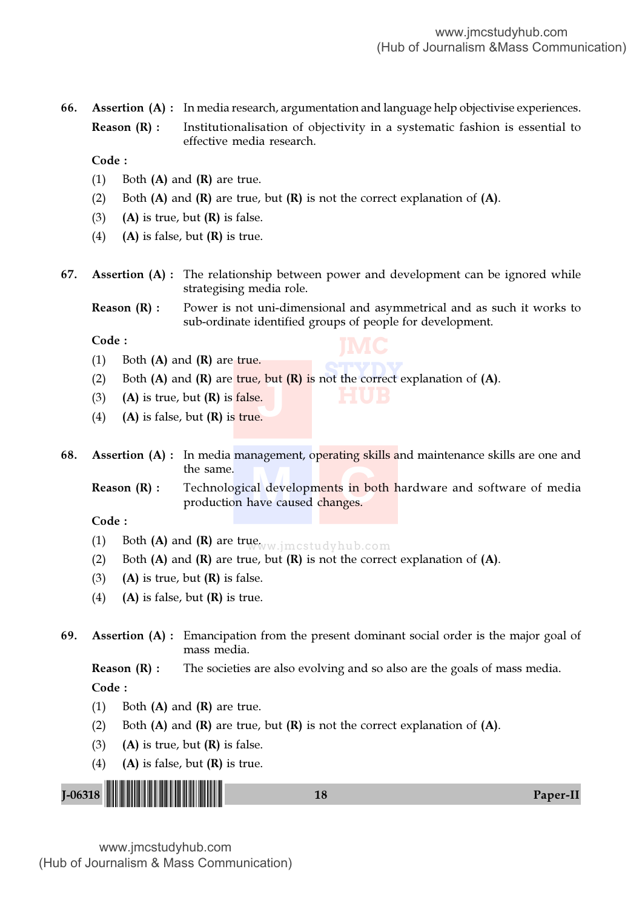66. **Assertion (A) :** In media research, argumentation and language help objectivise experiences.

**Reason (R) :** Institutionalisation of objectivity in a systematic fashion is essential to effective media research.

**Code :**

(1) Both **(A)** and **(R)** are true.

(2) Both **(A)** and **(R)** are true, but **(R)** is not the correct explanation of **(A)**.

(3) **(A)** is true, but **(R)** is false.

(4) **(A)** is false, but **(R)** is true.

67. **Assertion (A) :** The relationship between power and development can be ignored while strategising media role.

**Reason (R) :** Power is not uni-dimensional and asymmetrical and as such it works to sub-ordinate identified groups of people for development.

**Code :**

(1) Both **(A)** and **(R)** are true.

(2) Both **(A)** and **(R)** are true, but **(R)** is not the correct explanation of **(A)**.

(3) **(A)** is true, but **(R)** is false.

(4) **(A)** is false, but **(R)** is true.

68. **Assertion (A) :** In media management, operating skills and maintenance skills are one and the same.

**Reason (R) :** Technological developments in both hardware and software of media production have caused changes.

**Code :**

(1) Both **(A)** and **(R)** are true.

(2) Both **(A)** and **(R)** are true, but **(R)** is not the correct explanation of **(A)**.

(3) **(A)** is true, but **(R)** is false.

(4) **(A)** is false, but **(R)** is true.

69. **Assertion (A) :** Emancipation from the present dominant social order is the major goal of mass media.

**Reason (R) :** The societies are also evolving and so also are the goals of mass media.

**Code :**

(1) Both **(A)** and **(R)** are true.

(2) Both **(A)** and **(R)** are true, but **(R)** is not the correct explanation of **(A)**.

(3) **(A)** is true, but **(R)** is false.

(4) **(A)** is false, but **(R)** is true.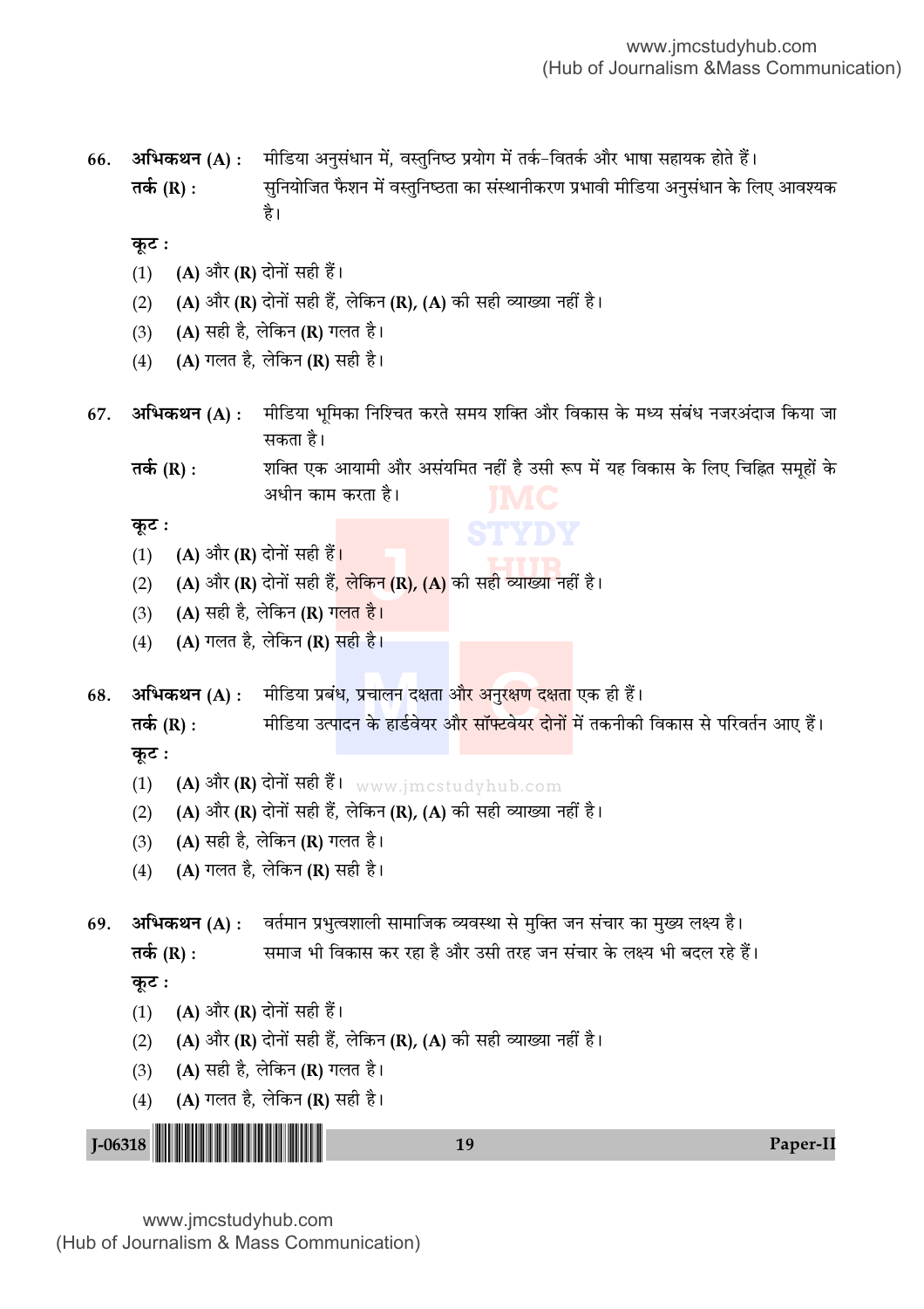66. **अभिकथन (A) :** मीडिया अनुसंधान में, वस्तुनिष्ठ प्रयोग में तर्क-वितर्क और भाषा सहायक होते हैं।

**तर्क (R) :** सुनियोजित फैशन में वस्तुनिष्ठता का संस्थानीकरण प्रभावी मीडिया अनुसंधान के लिए आवश्यक है।

**कूट :**

(1) **(A)** और **(R)** दोनों सही हैं।

(2) **(A)** और **(R)** दोनों सही हैं, लेकिन **(R), (A)** की सही व्याख्या नहीं है।

(3) **(A)** सही है, लेकिन **(R)** गलत है।

(4) **(A)** गलत है, लेकिन **(R)** सही है।

67. **अभिकथन (A) :** मीडिया भूमिका निश्चित करते समय शक्ति और विकास के मध्य संबंध नजरअंदाज किया जा सकता है।

**तर्क (R) :** शक्ति एक आयामी और असंयमित नहीं है उसी रूप में यह विकास के लिए चिह्नित समूहों के अधीन काम करता है।

**कूट :**

(1) **(A)** और **(R)** दोनों सही हैं।

(2) **(A)** और **(R)** दोनों सही हैं, लेकिन **(R), (A)** की सही व्याख्या नहीं है।

(3) **(A)** सही है, लेकिन **(R)** गलत है।

(4) **(A)** गलत है, लेकिन **(R)** सही है।

68. **अभिकथन (A) :** मीडिया प्रबंध, प्रचालन दक्षता और अनुरक्षण दक्षता एक ही हैं।

**तर्क (R) :** मीडिया उत्पादन के हार्डवेयर और सॉफ्टवेयर दोनों में तकनीकी विकास से परिवर्तन आए हैं।

**कूट :**

(1) **(A)** और **(R)** दोनों सही हैं।

(2) **(A)** और **(R)** दोनों सही हैं, लेकिन **(R), (A)** की सही व्याख्या नहीं है।

(3) **(A)** सही है, लेकिन **(R)** गलत है।

(4) **(A)** गलत है, लेकिन **(R)** सही है।

69. **अभिकथन (A) :** वर्तमान प्रभुत्वशाली सामाजिक व्यवस्था से मुक्ति जन संचार का मुख्य लक्ष्य है।

**तर्क (R) :** समाज भी विकास कर रहा है और उसी तरह जन संचार के लक्ष्य भी बदल रहे हैं।

**कूट :**

(1) **(A)** और **(R)** दोनों सही हैं।

(2) **(A)** और **(R)** दोनों सही हैं, लेकिन **(R), (A)** की सही व्याख्या नहीं है।

(3) **(A)** सही है, लेकिन **(R)** गलत है।

(4) **(A)** गलत है, लेकिन **(R)** सही है।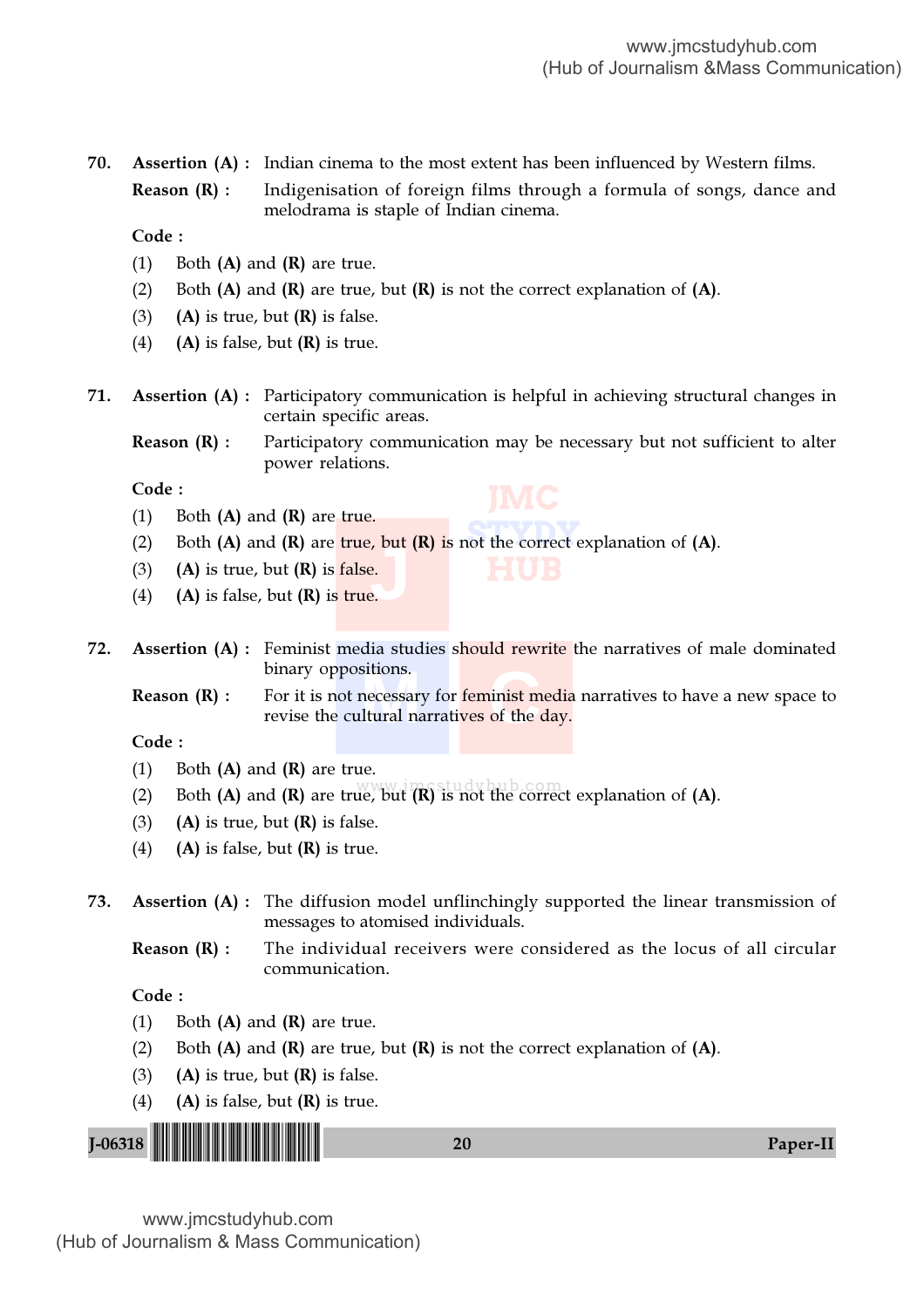70. **Assertion (A) :** Indian cinema to the most extent has been influenced by Western films.

**Reason (R) :** Indigenisation of foreign films through a formula of songs, dance and melodrama is staple of Indian cinema.

**Code :**

(1) Both **(A)** and **(R)** are true.

(2) Both **(A)** and **(R)** are true, but **(R)** is not the correct explanation of **(A)**.

(3) **(A)** is true, but **(R)** is false.

(4) **(A)** is false, but **(R)** is true.

71. **Assertion (A) :** Participatory communication is helpful in achieving structural changes in certain specific areas.

**Reason (R) :** Participatory communication may be necessary but not sufficient to alter power relations.

**Code :**

(1) Both **(A)** and **(R)** are true.

(2) Both **(A)** and **(R)** are true, but **(R)** is not the correct explanation of **(A)**.

(3) **(A)** is true, but **(R)** is false.

(4) **(A)** is false, but **(R)** is true.

72. **Assertion (A) :** Feminist media studies should rewrite the narratives of male dominated binary oppositions.

**Reason (R) :** For it is not necessary for feminist media narratives to have a new space to revise the cultural narratives of the day.

**Code :**

(1) Both **(A)** and **(R)** are true.

(2) Both **(A)** and **(R)** are true, but **(R)** is not the correct explanation of **(A)**.

(3) **(A)** is true, but **(R)** is false.

(4) **(A)** is false, but **(R)** is true.

73. **Assertion (A) :** The diffusion model unflinchingly supported the linear transmission of messages to atomised individuals.

**Reason (R) :** The individual receivers were considered as the locus of all circular communication.

**Code :**

(1) Both **(A)** and **(R)** are true.

(2) Both **(A)** and **(R)** are true, but **(R)** is not the correct explanation of **(A)**.

(3) **(A)** is true, but **(R)** is false.

(4) **(A)** is false, but **(R)** is true.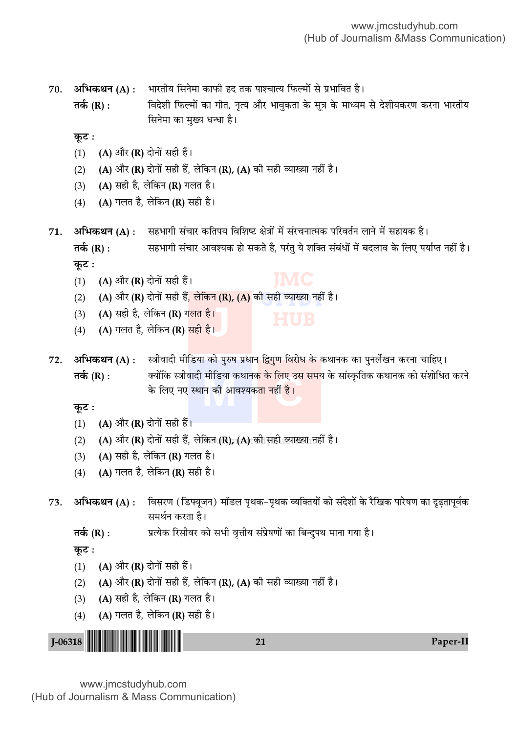70. **अभिकथन (A) :** भारतीय सिनेमा काफी हद तक पाश्चात्य फिल्मों से प्रभावित है।

**तर्क (R) :** विदेशी फिल्मों का गीत, नृत्य और भावुकता के सूत्र के माध्यम से देशीयकरण करना भारतीय सिनेमा का मुख्य धन्धा है।

**कूट :**

(1) **(A)** और **(R)** दोनों सही हैं।
(2) **(A)** और **(R)** दोनों सही हैं, लेकिन **(R)**, **(A)** की सही व्याख्या नहीं है।
(3) **(A)** सही है, लेकिन **(R)** गलत है।
(4) **(A)** गलत है, लेकिन **(R)** सही है।

71. **अभिकथन (A) :** सहभागी संचार कतिपय विशिष्ट क्षेत्रों में संरचनात्मक परिवर्तन लाने में सहायक है।

**तर्क (R) :** सहभागी संचार आवश्यक हो सकते है, परंतु ये शक्ति संबंधों में बदलाव के लिए पर्याप्त नहीं है।

**कूट :**

(1) **(A)** और **(R)** दोनों सही हैं।
(2) **(A)** और **(R)** दोनों सही हैं, लेकिन **(R)**, **(A)** की सही व्याख्या नहीं है।
(3) **(A)** सही है, लेकिन **(R)** गलत है।
(4) **(A)** गलत है, लेकिन **(R)** सही है।

72. **अभिकथन (A) :** स्त्रीवादी मीडिया को पुरुष प्रधान द्विगुण विरोध के कथानक का पुनर्लेखन करना चाहिए।

**तर्क (R) :** क्योंकि स्त्रीवादी मीडिया कथानक के लिए उस समय के सांस्कृतिक कथानक को संशोधित करने के लिए नए स्थान की आवश्यकता नहीं है।

**कूट :**

(1) **(A)** और **(R)** दोनों सही हैं।
(2) **(A)** और **(R)** दोनों सही हैं, लेकिन **(R)**, **(A)** की सही व्याख्या नहीं है।
(3) **(A)** सही है, लेकिन **(R)** गलत है।
(4) **(A)** गलत है, लेकिन **(R)** सही है।

73. **अभिकथन (A) :** विसरण (डिफ्यूजन) मॉडल पृथक-पृथक व्यक्तियों को संदेशों के रैखिक पारेषण का दृढ़तापूर्वक समर्थन करता है।

**तर्क (R) :** प्रत्येक रिसीवर को सभी वृत्तीय संप्रेषणों का बिन्दुपथ माना गया है।

**कूट :**

(1) **(A)** और **(R)** दोनों सही हैं।
(2) **(A)** और **(R)** दोनों सही हैं, लेकिन **(R)**, **(A)** की सही व्याख्या नहीं है।
(3) **(A)** सही है, लेकिन **(R)** गलत है।
(4) **(A)** गलत है, लेकिन **(R)** सही है।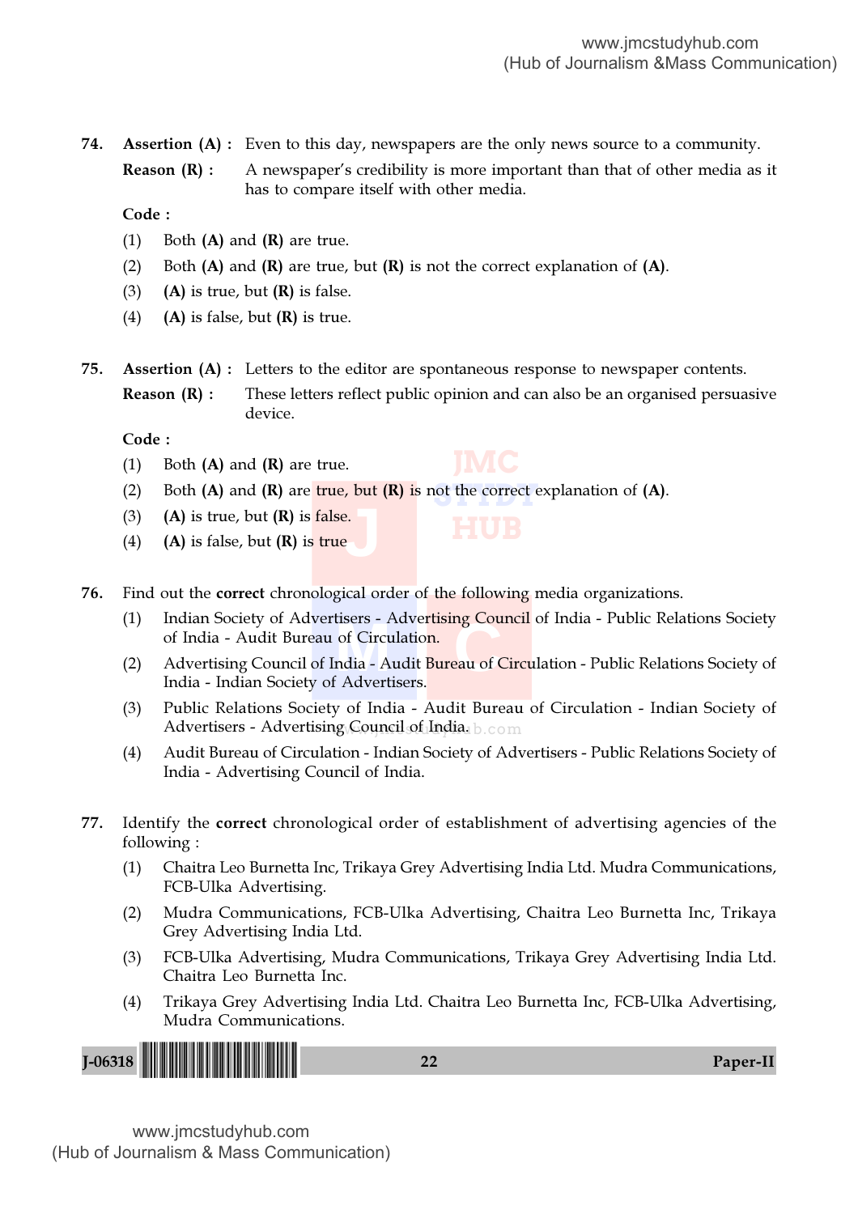74. **Assertion (A) :** Even to this day, newspapers are the only news source to a community.

**Reason (R) :** A newspaper's credibility is more important than that of other media as it has to compare itself with other media.

**Code :**

(1) Both **(A)** and **(R)** are true.

(2) Both **(A)** and **(R)** are true, but **(R)** is not the correct explanation of **(A)**.

(3) **(A)** is true, but **(R)** is false.

(4) **(A)** is false, but **(R)** is true.

75. **Assertion (A) :** Letters to the editor are spontaneous response to newspaper contents.

**Reason (R) :** These letters reflect public opinion and can also be an organised persuasive device.

**Code :**

(1) Both **(A)** and **(R)** are true.

(2) Both **(A)** and **(R)** are true, but **(R)** is not the correct explanation of **(A)**.

(3) **(A)** is true, but **(R)** is false.

(4) **(A)** is false, but **(R)** is true

76. Find out the **correct** chronological order of the following media organizations.

(1) Indian Society of Advertisers - Advertising Council of India - Public Relations Society of India - Audit Bureau of Circulation.

(2) Advertising Council of India - Audit Bureau of Circulation - Public Relations Society of India - Indian Society of Advertisers.

(3) Public Relations Society of India - Audit Bureau of Circulation - Indian Society of Advertisers - Advertising Council of India.

(4) Audit Bureau of Circulation - Indian Society of Advertisers - Public Relations Society of India - Advertising Council of India.

77. Identify the **correct** chronological order of establishment of advertising agencies of the following :

(1) Chaitra Leo Burnetta Inc, Trikaya Grey Advertising India Ltd. Mudra Communications, FCB-Ulka Advertising.

(2) Mudra Communications, FCB-Ulka Advertising, Chaitra Leo Burnetta Inc, Trikaya Grey Advertising India Ltd.

(3) FCB-Ulka Advertising, Mudra Communications, Trikaya Grey Advertising India Ltd. Chaitra Leo Burnetta Inc.

(4) Trikaya Grey Advertising India Ltd. Chaitra Leo Burnetta Inc, FCB-Ulka Advertising, Mudra Communications.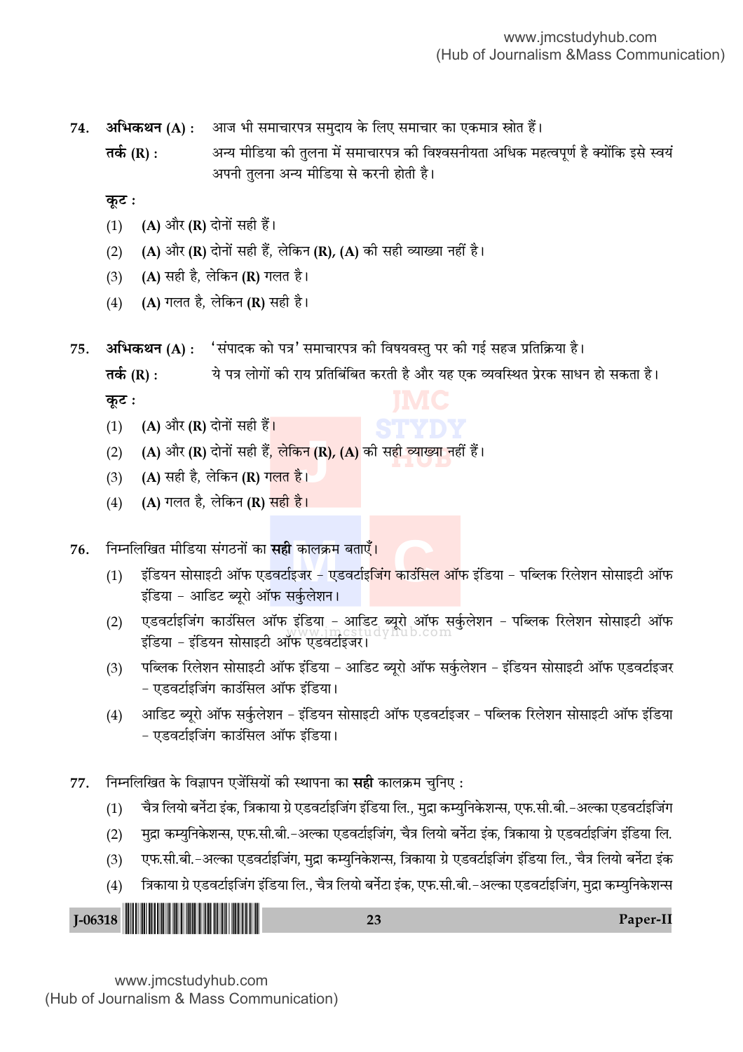74. **अभिकथन (A) :** आज भी समाचारपत्र समुदाय के लिए समाचार का एकमात्र स्रोत हैं।

**तर्क (R) :** अन्य मीडिया की तुलना में समाचारपत्र की विश्वसनीयता अधिक महत्वपूर्ण है क्योंकि इसे स्वयं अपनी तुलना अन्य मीडिया से करनी होती है।

**कूट :**

(1) **(A)** और **(R)** दोनों सही हैं।

(2) **(A)** और **(R)** दोनों सही हैं, लेकिन **(R), (A)** की सही व्याख्या नहीं है।

(3) **(A)** सही है, लेकिन **(R)** गलत है।

(4) **(A)** गलत है, लेकिन **(R)** सही है।

75. **अभिकथन (A) :** 'संपादक को पत्र' समाचारपत्र की विषयवस्तु पर की गई सहज प्रतिक्रिया है।

**तर्क (R) :** ये पत्र लोगों की राय प्रतिबिंबित करती है और यह एक व्यवस्थित प्रेरक साधन हो सकता है।

**कूट :**

(1) **(A)** और **(R)** दोनों सही हैं।

(2) **(A)** और **(R)** दोनों सही हैं, लेकिन **(R), (A)** की सही व्याख्या नहीं हैं।

(3) **(A)** सही है, लेकिन **(R)** गलत है।

(4) **(A)** गलत है, लेकिन **(R)** सही है।

76. निम्नलिखित मीडिया संगठनों का **सही** कालक्रम बताएँ।

(1) इंडियन सोसाइटी ऑफ एडवर्टाइजर – एडवर्टाइजिंग काउंसिल ऑफ इंडिया – पब्लिक रिलेशन सोसाइटी ऑफ इंडिया – आडिट ब्यूरो ऑफ सर्कुलेशन।

(2) एडवर्टाइजिंग काउंसिल ऑफ इंडिया – आडिट ब्यूरो ऑफ सर्कुलेशन – पब्लिक रिलेशन सोसाइटी ऑफ इंडिया – इंडियन सोसाइटी ऑफ एडवर्टाइजर।

(3) पब्लिक रिलेशन सोसाइटी ऑफ इंडिया – आडिट ब्यूरो ऑफ सर्कुलेशन – इंडियन सोसाइटी ऑफ एडवर्टाइजर – एडवर्टाइजिंग काउंसिल ऑफ इंडिया।

(4) आडिट ब्यूरो ऑफ सर्कुलेशन – इंडियन सोसाइटी ऑफ एडवर्टाइजर – पब्लिक रिलेशन सोसाइटी ऑफ इंडिया – एडवर्टाइजिंग काउंसिल ऑफ इंडिया।

77. निम्नलिखित के विज्ञापन एजेंसियों की स्थापना का **सही** कालक्रम चुनिए :

(1) चैत्र लियो बर्नेटा इंक, त्रिकाया ग्रे एडवर्टाइजिंग इंडिया लि., मुद्रा कम्युनिकेशन्स, एफ.सी.बी.–अल्का एडवर्टाइजिंग

(2) मुद्रा कम्युनिकेशन्स, एफ.सी.बी.–अल्का एडवर्टाइजिंग, चैत्र लियो बर्नेटा इंक, त्रिकाया ग्रे एडवर्टाइजिंग इंडिया लि.

(3) एफ.सी.बी.–अल्का एडवर्टाइजिंग, मुद्रा कम्युनिकेशन्स, त्रिकाया ग्रे एडवर्टाइजिंग इंडिया लि., चैत्र लियो बर्नेटा इंक

(4) त्रिकाया ग्रे एडवर्टाइजिंग इंडिया लि., चैत्र लियो बर्नेटा इंक, एफ.सी.बी.–अल्का एडवर्टाइजिंग, मुद्रा कम्युनिकेशन्स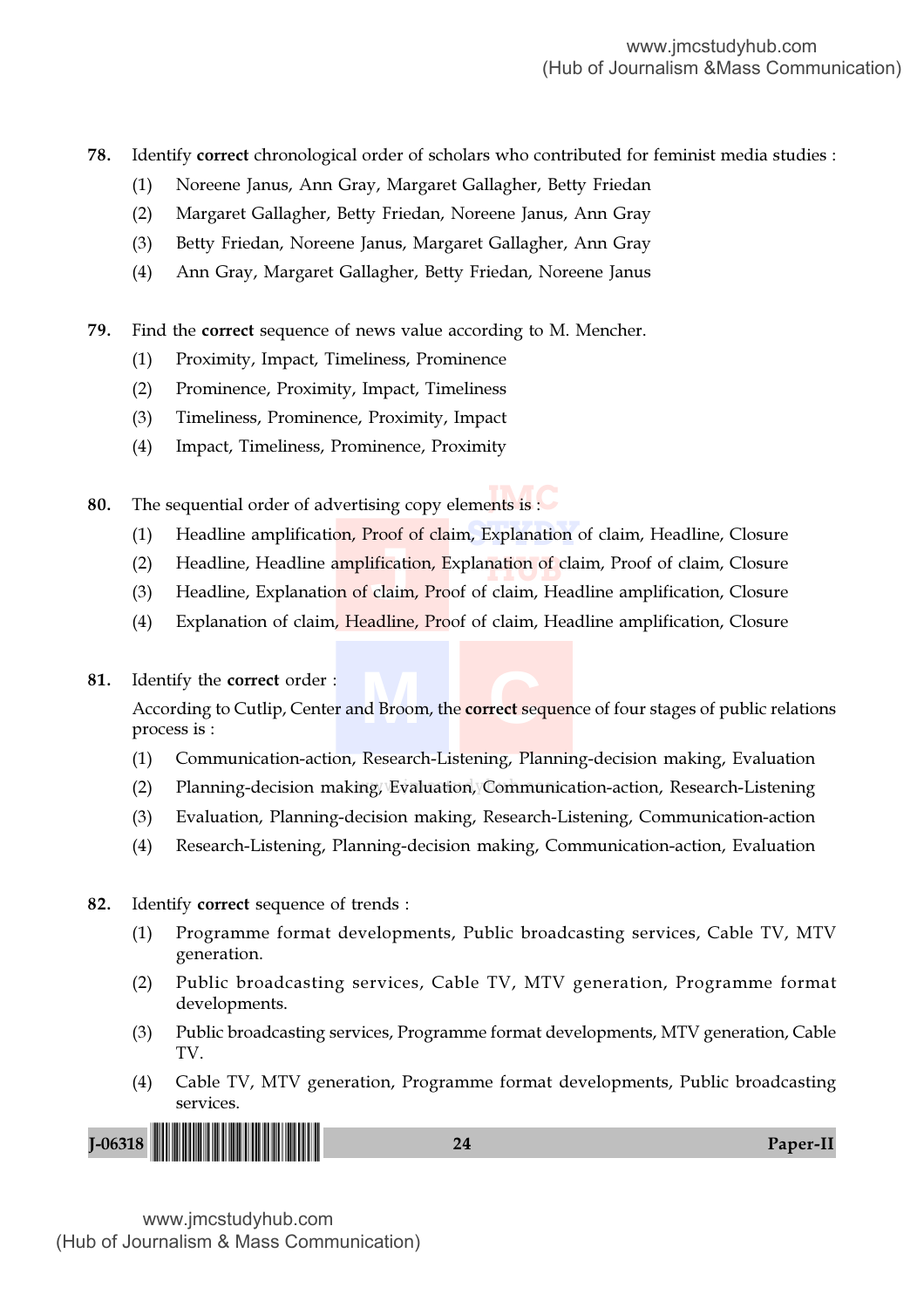**78.** Identify **correct** chronological order of scholars who contributed for feminist media studies :

(1) Noreene Janus, Ann Gray, Margaret Gallagher, Betty Friedan

(2) Margaret Gallagher, Betty Friedan, Noreene Janus, Ann Gray

(3) Betty Friedan, Noreene Janus, Margaret Gallagher, Ann Gray

(4) Ann Gray, Margaret Gallagher, Betty Friedan, Noreene Janus

**79.** Find the **correct** sequence of news value according to M. Mencher.

(1) Proximity, Impact, Timeliness, Prominence

(2) Prominence, Proximity, Impact, Timeliness

(3) Timeliness, Prominence, Proximity, Impact

(4) Impact, Timeliness, Prominence, Proximity

**80.** The sequential order of advertising copy elements is :

(1) Headline amplification, Proof of claim, Explanation of claim, Headline, Closure

(2) Headline, Headline amplification, Explanation of claim, Proof of claim, Closure

(3) Headline, Explanation of claim, Proof of claim, Headline amplification, Closure

(4) Explanation of claim, Headline, Proof of claim, Headline amplification, Closure

**81.** Identify the **correct** order :

According to Cutlip, Center and Broom, the **correct** sequence of four stages of public relations process is :

(1) Communication-action, Research-Listening, Planning-decision making, Evaluation

(2) Planning-decision making, Evaluation, Communication-action, Research-Listening

(3) Evaluation, Planning-decision making, Research-Listening, Communication-action

(4) Research-Listening, Planning-decision making, Communication-action, Evaluation

**82.** Identify **correct** sequence of trends :

(1) Programme format developments, Public broadcasting services, Cable TV, MTV generation.

(2) Public broadcasting services, Cable TV, MTV generation, Programme format developments.

(3) Public broadcasting services, Programme format developments, MTV generation, Cable TV.

(4) Cable TV, MTV generation, Programme format developments, Public broadcasting services.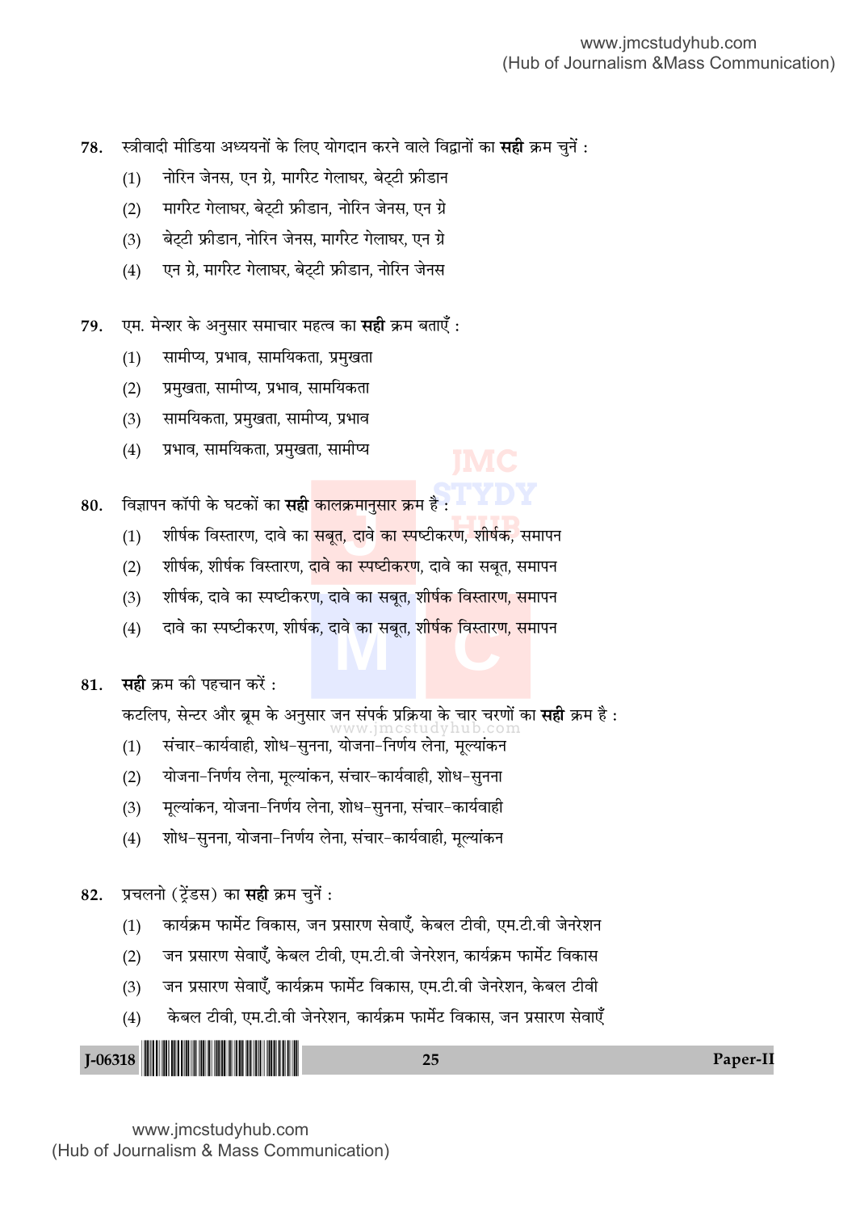78. स्त्रीवादी मीडिया अध्ययनों के लिए योगदान करने वाले विद्वानों का **सही** क्रम चुनें :

(1) नोरिन जेनस, एन ग्रे, मार्गरेट गेलाघर, बेट्टी फ्रीडान

(2) मार्गरेट गेलाघर, बेट्टी फ्रीडान, नोरिन जेनस, एन ग्रे

(3) बेट्टी फ्रीडान, नोरिन जेनस, मार्गरेट गेलाघर, एन ग्रे

(4) एन ग्रे, मार्गरेट गेलाघर, बेट्टी फ्रीडान, नोरिन जेनस

79. एम. मेन्शर के अनुसार समाचार महत्व का **सही** क्रम बताएँ :

(1) सामीप्य, प्रभाव, सामयिकता, प्रमुखता

(2) प्रमुखता, सामीप्य, प्रभाव, सामयिकता

(3) सामयिकता, प्रमुखता, सामीप्य, प्रभाव

(4) प्रभाव, सामयिकता, प्रमुखता, सामीप्य

80. विज्ञापन कॉपी के घटकों का **सही** कालक्रमानुसार क्रम है :

(1) शीर्षक विस्तारण, दावे का सबूत, दावे का स्पष्टीकरण, शीर्षक, समापन

(2) शीर्षक, शीर्षक विस्तारण, दावे का स्पष्टीकरण, दावे का सबूत, समापन

(3) शीर्षक, दावे का स्पष्टीकरण, दावे का सबूत, शीर्षक विस्तारण, समापन

(4) दावे का स्पष्टीकरण, शीर्षक, दावे का सबूत, शीर्षक विस्तारण, समापन

81. **सही** क्रम की पहचान करें :

कटलिप, सेन्टर और ब्रूम के अनुसार जन संपर्क प्रक्रिया के चार चरणों का **सही** क्रम है :

(1) संचार-कार्यवाही, शोध-सुनना, योजना-निर्णय लेना, मूल्यांकन

(2) योजना-निर्णय लेना, मूल्यांकन, संचार-कार्यवाही, शोध-सुनना

(3) मूल्यांकन, योजना-निर्णय लेना, शोध-सुनना, संचार-कार्यवाही

(4) शोध-सुनना, योजना-निर्णय लेना, संचार-कार्यवाही, मूल्यांकन

82. प्रचलनो (ट्रेंडस) का **सही** क्रम चुनें :

(1) कार्यक्रम फार्मेट विकास, जन प्रसारण सेवाएँ, केबल टीवी, एम.टी.वी जेनरेशन

(2) जन प्रसारण सेवाएँ, केबल टीवी, एम.टी.वी जेनरेशन, कार्यक्रम फार्मेट विकास

(3) जन प्रसारण सेवाएँ, कार्यक्रम फार्मेट विकास, एम.टी.वी जेनरेशन, केबल टीवी

(4) केबल टीवी, एम.टी.वी जेनरेशन, कार्यक्रम फार्मेट विकास, जन प्रसारण सेवाएँ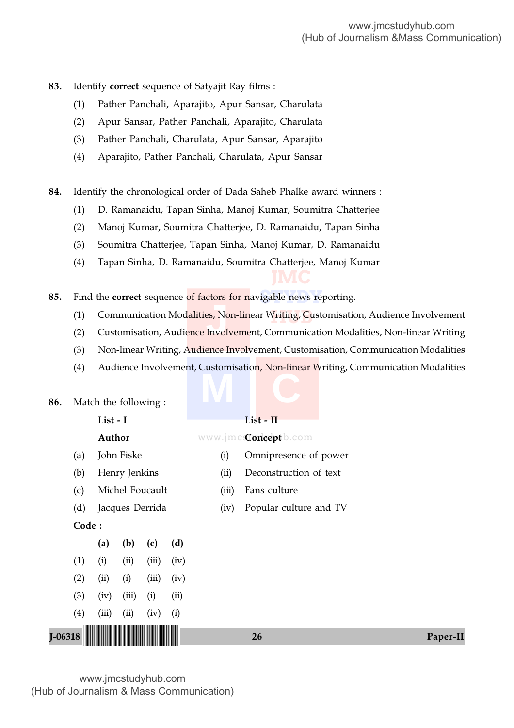83. Identify **correct** sequence of Satyajit Ray films :

(1) Pather Panchali, Aparajito, Apur Sansar, Charulata

(2) Apur Sansar, Pather Panchali, Aparajito, Charulata

(3) Pather Panchali, Charulata, Apur Sansar, Aparajito

(4) Aparajito, Pather Panchali, Charulata, Apur Sansar

84. Identify the chronological order of Dada Saheb Phalke award winners :

(1) D. Ramanaidu, Tapan Sinha, Manoj Kumar, Soumitra Chatterjee

(2) Manoj Kumar, Soumitra Chatterjee, D. Ramanaidu, Tapan Sinha

(3) Soumitra Chatterjee, Tapan Sinha, Manoj Kumar, D. Ramanaidu

(4) Tapan Sinha, D. Ramanaidu, Soumitra Chatterjee, Manoj Kumar

85. Find the **correct** sequence of factors for navigable news reporting.

(1) Communication Modalities, Non-linear Writing, Customisation, Audience Involvement

(2) Customisation, Audience Involvement, Communication Modalities, Non-linear Writing

(3) Non-linear Writing, Audience Involvement, Customisation, Communication Modalities

(4) Audience Involvement, Customisation, Non-linear Writing, Communication Modalities

86. Match the following :

| | **List - I** | | **List - II** |
|---|---|---|---|
| | **Author** | | **Concept** |
| (a) | John Fiske | (i) | Omnipresence of power |
| (b) | Henry Jenkins | (ii) | Deconstruction of text |
| (c) | Michel Foucault | (iii) | Fans culture |
| (d) | Jacques Derrida | (iv) | Popular culture and TV |

**Code :**

| | **(a)** | **(b)** | **(c)** | **(d)** |
|---|---|---|---|---|
| (1) | (i) | (ii) | (iii) | (iv) |
| (2) | (ii) | (i) | (iii) | (iv) |
| (3) | (iv) | (iii) | (i) | (ii) |
| (4) | (iii) | (ii) | (iv) | (i) |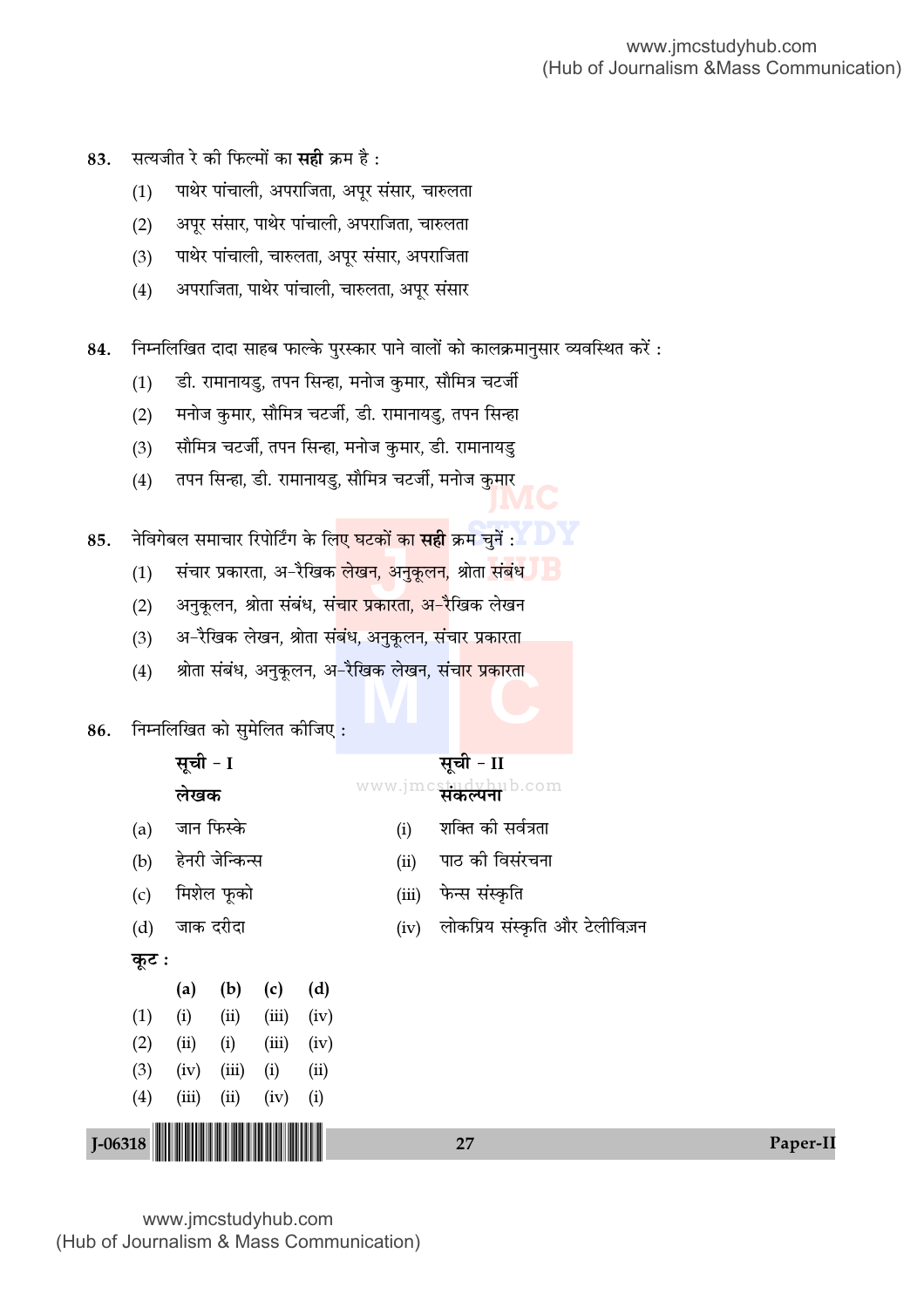83. सत्यजीत रे की फिल्मों का **सही** क्रम है :

(1) पाथेर पांचाली, अपराजिता, अपूर संसार, चारुलता

(2) अपूर संसार, पाथेर पांचाली, अपराजिता, चारुलता

(3) पाथेर पांचाली, चारुलता, अपूर संसार, अपराजिता

(4) अपराजिता, पाथेर पांचाली, चारुलता, अपूर संसार

84. निम्नलिखित दादा साहब फाल्के पुरस्कार पाने वालों को कालक्रमानुसार व्यवस्थित करें :

(1) डी. रामानायडु, तपन सिन्हा, मनोज कुमार, सौमित्र चटर्जी

(2) मनोज कुमार, सौमित्र चटर्जी, डी. रामानायडु, तपन सिन्हा

(3) सौमित्र चटर्जी, तपन सिन्हा, मनोज कुमार, डी. रामानायडु

(4) तपन सिन्हा, डी. रामानायडु, सौमित्र चटर्जी, मनोज कुमार

85. नेविगेबल समाचार रिपोर्टिंग के लिए घटकों का **सही** क्रम चुनें :

(1) संचार प्रकारता, अ-रैखिक लेखन, अनुकूलन, श्रोता संबंध

(2) अनुकूलन, श्रोता संबंध, संचार प्रकारता, अ-रैखिक लेखन

(3) अ-रैखिक लेखन, श्रोता संबंध, अनुकूलन, संचार प्रकारता

(4) श्रोता संबंध, अनुकूलन, अ-रैखिक लेखन, संचार प्रकारता

86. निम्नलिखित को सुमेलित कीजिए :

| **सूची - I**<br>**लेखक** | | **सूची - II**<br>**संकल्पना** | |
|---|---|---|---|
| (a) | जान फिस्के | (i) | शक्ति की सर्वत्रता |
| (b) | हेनरी जेन्किन्स | (ii) | पाठ की विसंरचना |
| (c) | मिशेल फूको | (iii) | फेन्स संस्कृति |
| (d) | जाक दरीदा | (iv) | लोकप्रिय संस्कृति और टेलीविज़न |

**कूट :**

| | **(a)** | **(b)** | **(c)** | **(d)** |
|---|---|---|---|---|
| (1) | (i) | (ii) | (iii) | (iv) |
| (2) | (ii) | (i) | (iii) | (iv) |
| (3) | (iv) | (iii) | (i) | (ii) |
| (4) | (iii) | (ii) | (iv) | (i) |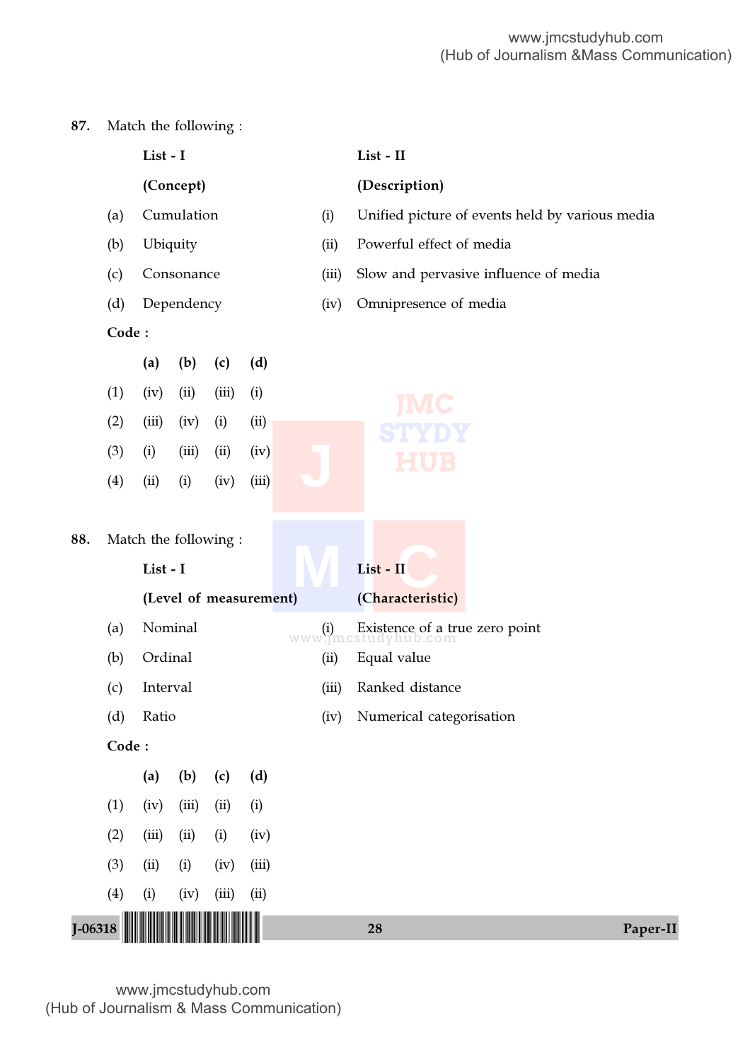87. Match the following :

| | List - I (Concept) | | List - II (Description) |
|---|---|---|---|
| (a) | Cumulation | (i) | Unified picture of events held by various media |
| (b) | Ubiquity | (ii) | Powerful effect of media |
| (c) | Consonance | (iii) | Slow and pervasive influence of media |
| (d) | Dependency | (iv) | Omnipresence of media |

**Code :**

| | (a) | (b) | (c) | (d) |
|---|---|---|---|---|
| (1) | (iv) | (ii) | (iii) | (i) |
| (2) | (iii) | (iv) | (i) | (ii) |
| (3) | (i) | (iii) | (ii) | (iv) |
| (4) | (ii) | (i) | (iv) | (iii) |

88. Match the following :

| | List - I (Level of measurement) | | List - II (Characteristic) |
|---|---|---|---|
| (a) | Nominal | (i) | Existence of a true zero point |
| (b) | Ordinal | (ii) | Equal value |
| (c) | Interval | (iii) | Ranked distance |
| (d) | Ratio | (iv) | Numerical categorisation |

**Code :**

| | (a) | (b) | (c) | (d) |
|---|---|---|---|---|
| (1) | (iv) | (iii) | (ii) | (i) |
| (2) | (iii) | (ii) | (i) | (iv) |
| (3) | (ii) | (i) | (iv) | (iii) |
| (4) | (i) | (iv) | (iii) | (ii) |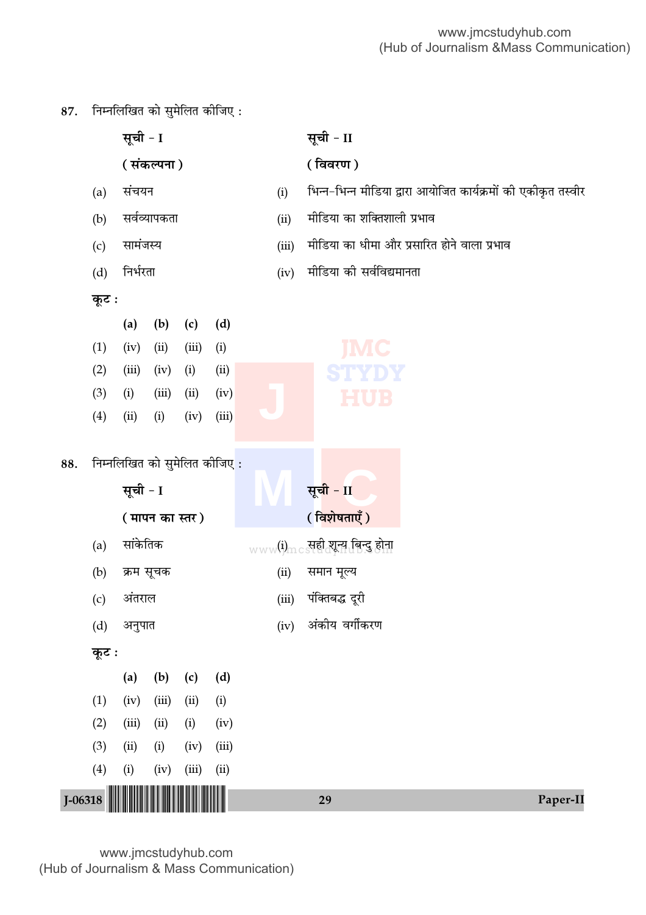87. निम्नलिखित को सुमेलित कीजिए :

| **सूची – I** | **सूची – II** |
|---|---|
| **( संकल्पना )** | **( विवरण )** |
| (a) संचयन | (i) भिन्न-भिन्न मीडिया द्वारा आयोजित कार्यक्रमों की एकीकृत तस्वीर |
| (b) सर्वव्यापकता | (ii) मीडिया का शक्तिशाली प्रभाव |
| (c) सामंजस्य | (iii) मीडिया का धीमा और प्रसारित होने वाला प्रभाव |
| (d) निर्भरता | (iv) मीडिया की सर्वविद्यमानता |

**कूट :**

| | **(a)** | **(b)** | **(c)** | **(d)** |
|---|---|---|---|---|
| (1) | (iv) | (ii) | (iii) | (i) |
| (2) | (iii) | (iv) | (i) | (ii) |
| (3) | (i) | (iii) | (ii) | (iv) |
| (4) | (ii) | (i) | (iv) | (iii) |

88. निम्नलिखित को सुमेलित कीजिए :

| **सूची – I** | **सूची – II** |
|---|---|
| **( मापन का स्तर )** | **( विशेषताएँ )** |
| (a) सांकेतिक | (i) सही शून्य बिन्दु होना |
| (b) क्रम सूचक | (ii) समान मूल्य |
| (c) अंतराल | (iii) पंक्तिबद्ध दूरी |
| (d) अनुपात | (iv) अंकीय वर्गीकरण |

**कूट :**

| | **(a)** | **(b)** | **(c)** | **(d)** |
|---|---|---|---|---|
| (1) | (iv) | (iii) | (ii) | (i) |
| (2) | (iii) | (ii) | (i) | (iv) |
| (3) | (ii) | (i) | (iv) | (iii) |
| (4) | (i) | (iv) | (iii) | (ii) |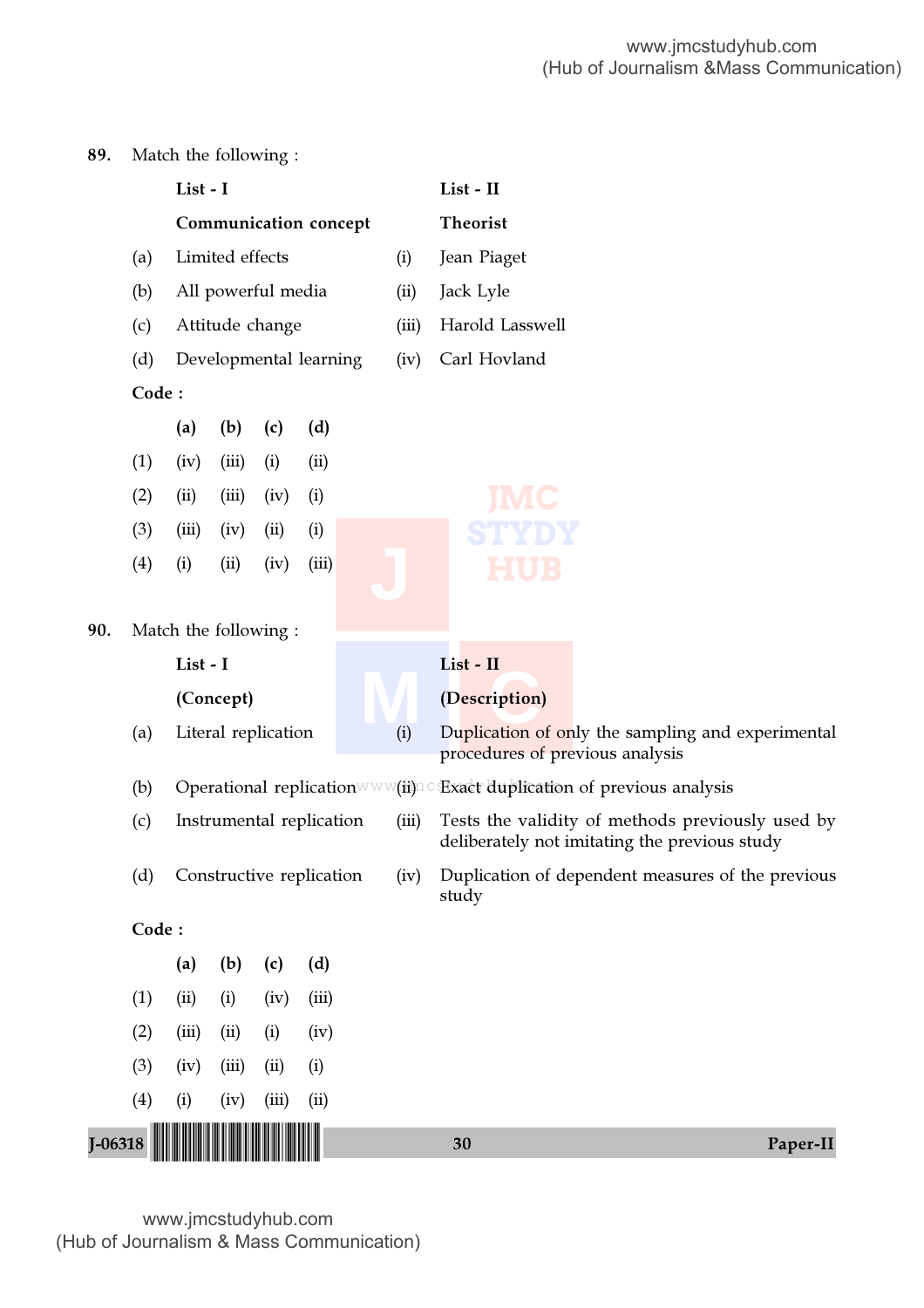**89.** Match the following :

| | List - I | | List - II |
|---|---|---|---|
| | **Communication concept** | | **Theorist** |
| (a) | Limited effects | (i) | Jean Piaget |
| (b) | All powerful media | (ii) | Jack Lyle |
| (c) | Attitude change | (iii) | Harold Lasswell |
| (d) | Developmental learning | (iv) | Carl Hovland |

**Code :**

| | (a) | (b) | (c) | (d) |
|---|---|---|---|---|
| (1) | (iv) | (iii) | (i) | (ii) |
| (2) | (ii) | (iii) | (iv) | (i) |
| (3) | (iii) | (iv) | (ii) | (i) |
| (4) | (i) | (ii) | (iv) | (iii) |

**90.** Match the following :

| | List - I | | List - II |
|---|---|---|---|
| | **(Concept)** | | **(Description)** |
| (a) | Literal replication | (i) | Duplication of only the sampling and experimental procedures of previous analysis |
| (b) | Operational replication | (ii) | Exact duplication of previous analysis |
| (c) | Instrumental replication | (iii) | Tests the validity of methods previously used by deliberately not imitating the previous study |
| (d) | Constructive replication | (iv) | Duplication of dependent measures of the previous study |

**Code :**

| | (a) | (b) | (c) | (d) |
|---|---|---|---|---|
| (1) | (ii) | (i) | (iv) | (iii) |
| (2) | (iii) | (ii) | (i) | (iv) |
| (3) | (iv) | (iii) | (ii) | (i) |
| (4) | (i) | (iv) | (iii) | (ii) |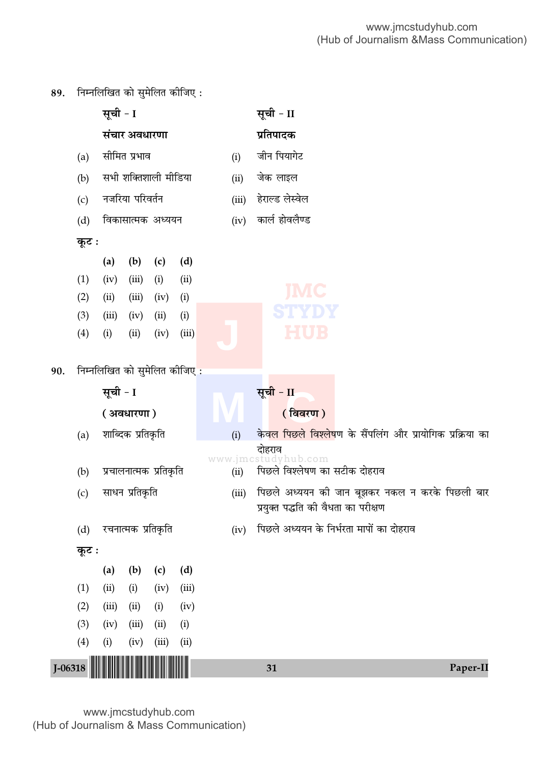89. निम्नलिखित को सुमेलित कीजिए :

| | सूची – I | | सूची – II |
|---|---|---|---|
| | **संचार अवधारणा** | | **प्रतिपादक** |
| (a) | सीमित प्रभाव | (i) | जीन पियागेट |
| (b) | सभी शक्तिशाली मीडिया | (ii) | जेक लाइल |
| (c) | नजरिया परिवर्तन | (iii) | हेराल्ड लेस्वेल |
| (d) | विकासात्मक अध्ययन | (iv) | कार्ल होवलैण्ड |

**कूट :**

| | (a) | (b) | (c) | (d) |
|---|---|---|---|---|
| (1) | (iv) | (iii) | (i) | (ii) |
| (2) | (ii) | (iii) | (iv) | (i) |
| (3) | (iii) | (iv) | (ii) | (i) |
| (4) | (i) | (ii) | (iv) | (iii) |

90. निम्नलिखित को सुमेलित कीजिए :

| | सूची – I | | सूची – II |
|---|---|---|---|
| | **( अवधारणा )** | | **( विवरण )** |
| (a) | शाब्दिक प्रतिकृति | (i) | केवल पिछले विश्लेषण के सैंपलिंग और प्रायोगिक प्रक्रिया का दोहराव |
| (b) | प्रचालनात्मक प्रतिकृति | (ii) | पिछले विश्लेषण का सटीक दोहराव |
| (c) | साधन प्रतिकृति | (iii) | पिछले अध्ययन की जान बूझकर नकल न करके पिछली बार प्रयुक्त पद्धति की वैधता का परीक्षण |
| (d) | रचनात्मक प्रतिकृति | (iv) | पिछले अध्ययन के निर्भरता मापों का दोहराव |

**कूट :**

| | (a) | (b) | (c) | (d) |
|---|---|---|---|---|
| (1) | (ii) | (i) | (iv) | (iii) |
| (2) | (iii) | (ii) | (i) | (iv) |
| (3) | (iv) | (iii) | (ii) | (i) |
| (4) | (i) | (iv) | (iii) | (ii) |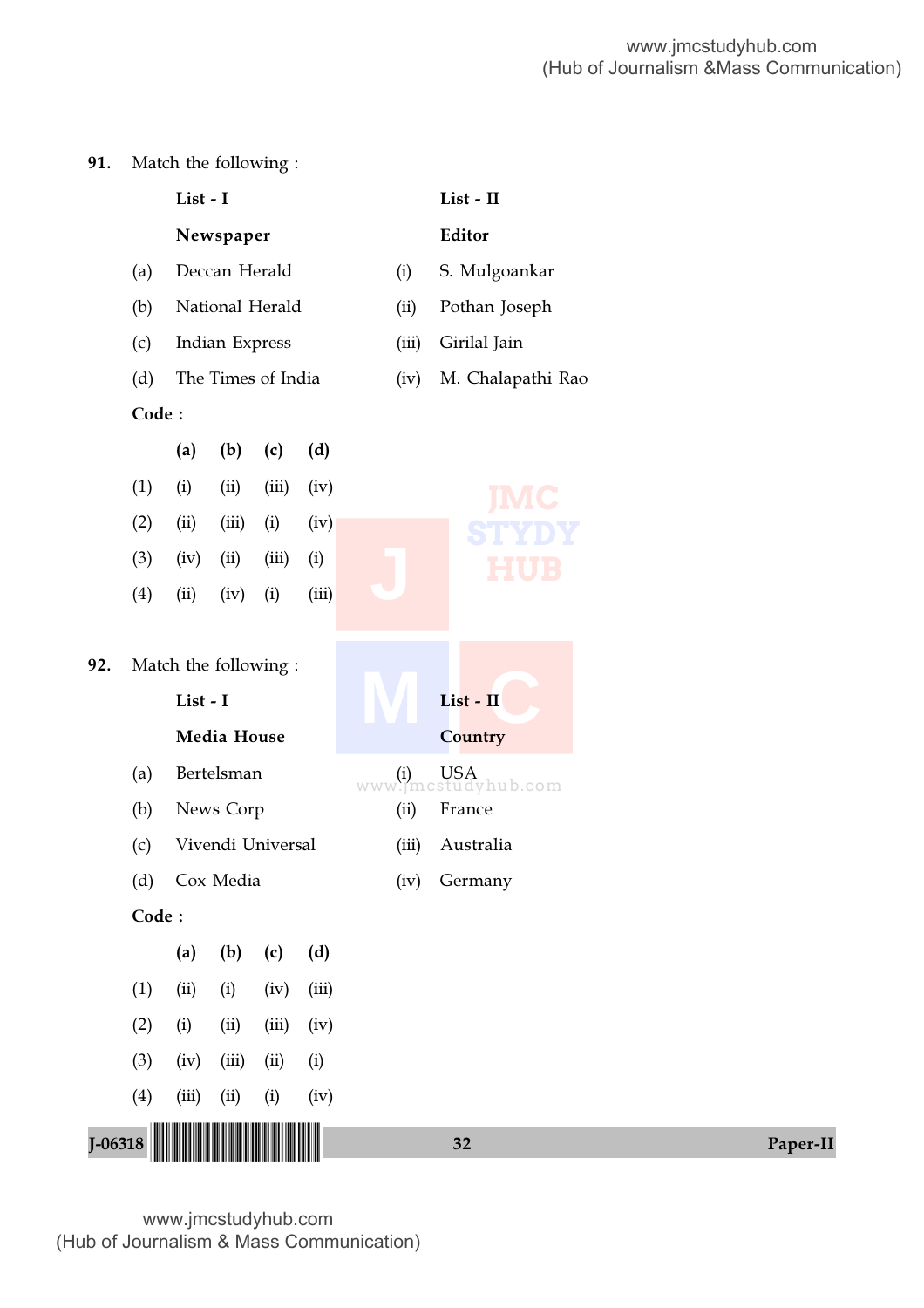**91.** Match the following :

| | List - I | | List - II |
|---|---|---|---|
| | **Newspaper** | | **Editor** |
| (a) | Deccan Herald | (i) | S. Mulgoankar |
| (b) | National Herald | (ii) | Pothan Joseph |
| (c) | Indian Express | (iii) | Girilal Jain |
| (d) | The Times of India | (iv) | M. Chalapathi Rao |

**Code :**

| | (a) | (b) | (c) | (d) |
|---|---|---|---|---|
| (1) | (i) | (ii) | (iii) | (iv) |
| (2) | (ii) | (iii) | (i) | (iv) |
| (3) | (iv) | (ii) | (iii) | (i) |
| (4) | (ii) | (iv) | (i) | (iii) |

**92.** Match the following :

| | List - I | | List - II |
|---|---|---|---|
| | **Media House** | | **Country** |
| (a) | Bertelsman | (i) | USA |
| (b) | News Corp | (ii) | France |
| (c) | Vivendi Universal | (iii) | Australia |
| (d) | Cox Media | (iv) | Germany |

**Code :**

| | (a) | (b) | (c) | (d) |
|---|---|---|---|---|
| (1) | (ii) | (i) | (iv) | (iii) |
| (2) | (i) | (ii) | (iii) | (iv) |
| (3) | (iv) | (iii) | (ii) | (i) |
| (4) | (iii) | (ii) | (i) | (iv) |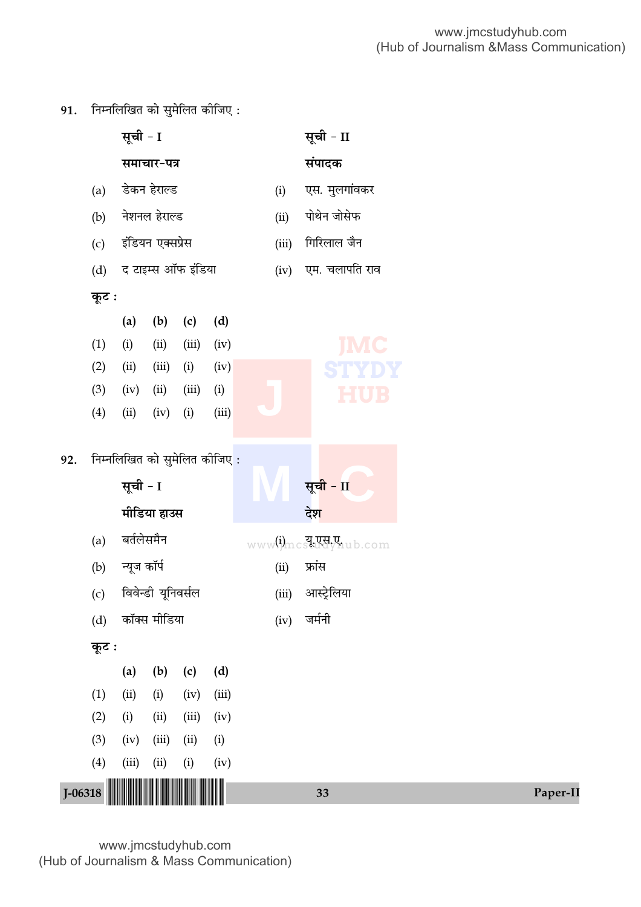91. निम्नलिखित को सुमेलित कीजिए :

| **सूची - I** | **सूची - II** |
|---|---|
| **समाचार-पत्र** | **संपादक** |
| (a) डेकन हेराल्ड | (i) एस. मुलगांवकर |
| (b) नेशनल हेराल्ड | (ii) पोथेन जोसेफ |
| (c) इंडियन एक्सप्रेस | (iii) गिरिलाल जैन |
| (d) द टाइम्स ऑफ इंडिया | (iv) एम. चलापति राव |

**कूट :**

| | **(a)** | **(b)** | **(c)** | **(d)** |
|---|---|---|---|---|
| (1) | (i) | (ii) | (iii) | (iv) |
| (2) | (ii) | (iii) | (i) | (iv) |
| (3) | (iv) | (ii) | (iii) | (i) |
| (4) | (ii) | (iv) | (i) | (iii) |

92. निम्नलिखित को सुमेलित कीजिए :

| **सूची - I** | **सूची - II** |
|---|---|
| **मीडिया हाउस** | **देश** |
| (a) बर्तलेसमैन | (i) यू.एस.ए. |
| (b) न्यूज कॉर्प | (ii) फ्रांस |
| (c) विवेन्डी यूनिवर्सल | (iii) आस्ट्रेलिया |
| (d) कॉक्स मीडिया | (iv) जर्मनी |

**कूट :**

| | **(a)** | **(b)** | **(c)** | **(d)** |
|---|---|---|---|---|
| (1) | (ii) | (i) | (iv) | (iii) |
| (2) | (i) | (ii) | (iii) | (iv) |
| (3) | (iv) | (iii) | (ii) | (i) |
| (4) | (iii) | (ii) | (i) | (iv) |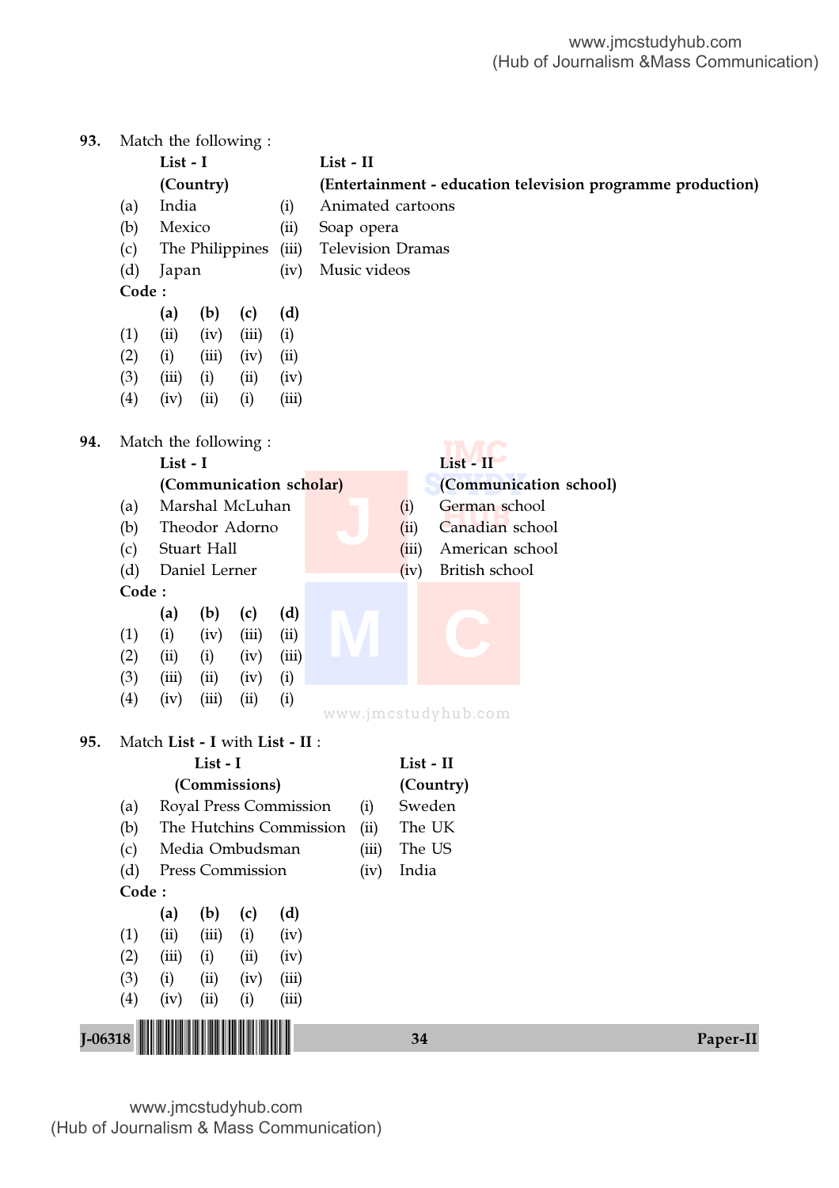93. Match the following :

| | List - I (Country) | | List - II (Entertainment - education television programme production) |
|---|---|---|---|
| (a) | India | (i) | Animated cartoons |
| (b) | Mexico | (ii) | Soap opera |
| (c) | The Philippines | (iii) | Television Dramas |
| (d) | Japan | (iv) | Music videos |

**Code :**

| | (a) | (b) | (c) | (d) |
|---|---|---|---|---|
| (1) | (ii) | (iv) | (iii) | (i) |
| (2) | (i) | (iii) | (iv) | (ii) |
| (3) | (iii) | (i) | (ii) | (iv) |
| (4) | (iv) | (ii) | (i) | (iii) |

94. Match the following :

| | List - I (Communication scholar) | | List - II (Communication school) |
|---|---|---|---|
| (a) | Marshal McLuhan | (i) | German school |
| (b) | Theodor Adorno | (ii) | Canadian school |
| (c) | Stuart Hall | (iii) | American school |
| (d) | Daniel Lerner | (iv) | British school |

**Code :**

| | (a) | (b) | (c) | (d) |
|---|---|---|---|---|
| (1) | (i) | (iv) | (iii) | (ii) |
| (2) | (ii) | (i) | (iv) | (iii) |
| (3) | (iii) | (ii) | (iv) | (i) |
| (4) | (iv) | (iii) | (ii) | (i) |

95. Match **List - I** with **List - II** :

| | List - I (Commissions) | | List - II (Country) |
|---|---|---|---|
| (a) | Royal Press Commission | (i) | Sweden |
| (b) | The Hutchins Commission | (ii) | The UK |
| (c) | Media Ombudsman | (iii) | The US |
| (d) | Press Commission | (iv) | India |

**Code :**

| | (a) | (b) | (c) | (d) |
|---|---|---|---|---|
| (1) | (ii) | (iii) | (i) | (iv) |
| (2) | (iii) | (i) | (ii) | (iv) |
| (3) | (i) | (ii) | (iv) | (iii) |
| (4) | (iv) | (ii) | (i) | (iii) |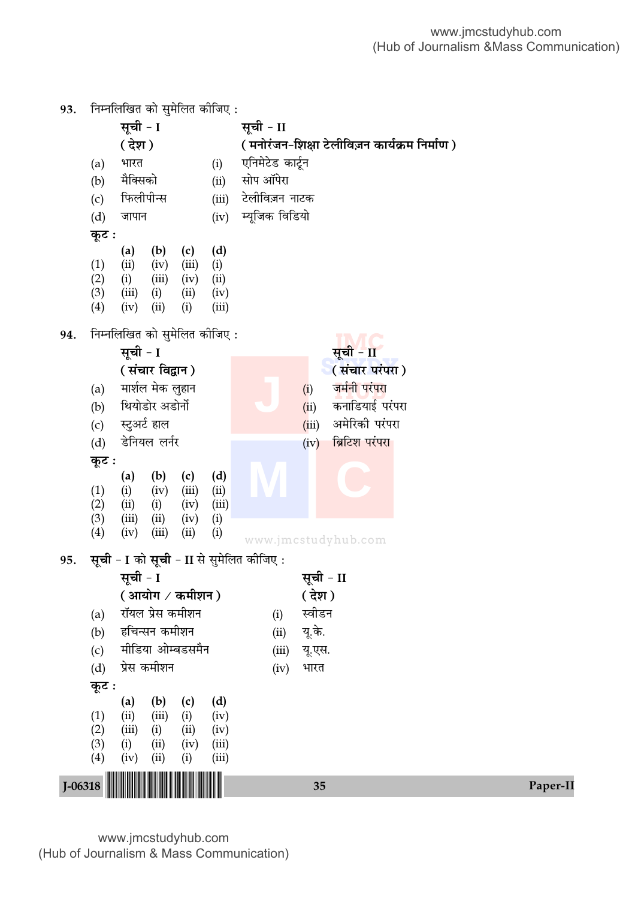**93.** निम्नलिखित को सुमेलित कीजिए :

| | सूची – I<br>( देश ) | | सूची – II<br>( मनोरंजन-शिक्षा टेलीविज़न कार्यक्रम निर्माण ) |
|---|---|---|---|
| (a) | भारत | (i) | एनिमेटेड कार्टून |
| (b) | मैक्सिको | (ii) | सोप ऑपेरा |
| (c) | फिलीपीन्स | (iii) | टेलीविज़न नाटक |
| (d) | जापान | (iv) | म्यूजिक विडियो |

**कूट :**

| | (a) | (b) | (c) | (d) |
|---|---|---|---|---|
| (1) | (ii) | (iv) | (iii) | (i) |
| (2) | (i) | (iii) | (iv) | (ii) |
| (3) | (iii) | (i) | (ii) | (iv) |
| (4) | (iv) | (ii) | (i) | (iii) |

**94.** निम्नलिखित को सुमेलित कीजिए :

| | सूची – I<br>( संचार विद्वान ) | | सूची – II<br>( संचार परंपरा ) |
|---|---|---|---|
| (a) | मार्शल मेक लुहान | (i) | जर्मनी परंपरा |
| (b) | थियोडोर अडोर्नो | (ii) | कनाडियाई परंपरा |
| (c) | स्टुअर्ट हाल | (iii) | अमेरिकी परंपरा |
| (d) | डेनियल लर्नर | (iv) | ब्रिटिश परंपरा |

**कूट :**

| | (a) | (b) | (c) | (d) |
|---|---|---|---|---|
| (1) | (i) | (iv) | (iii) | (ii) |
| (2) | (ii) | (i) | (iv) | (iii) |
| (3) | (iii) | (ii) | (iv) | (i) |
| (4) | (iv) | (iii) | (ii) | (i) |

**95.** **सूची** – I को **सूची** – II से सुमेलित कीजिए :

| | सूची – I<br>( आयोग / कमीशन ) | | सूची – II<br>( देश ) |
|---|---|---|---|
| (a) | रॉयल प्रेस कमीशन | (i) | स्वीडन |
| (b) | हचिन्सन कमीशन | (ii) | यू.के. |
| (c) | मीडिया ओम्बडसमैन | (iii) | यू.एस. |
| (d) | प्रेस कमीशन | (iv) | भारत |

**कूट :**

| | (a) | (b) | (c) | (d) |
|---|---|---|---|---|
| (1) | (ii) | (iii) | (i) | (iv) |
| (2) | (iii) | (i) | (ii) | (iv) |
| (3) | (i) | (ii) | (iv) | (iii) |
| (4) | (iv) | (ii) | (i) | (iii) |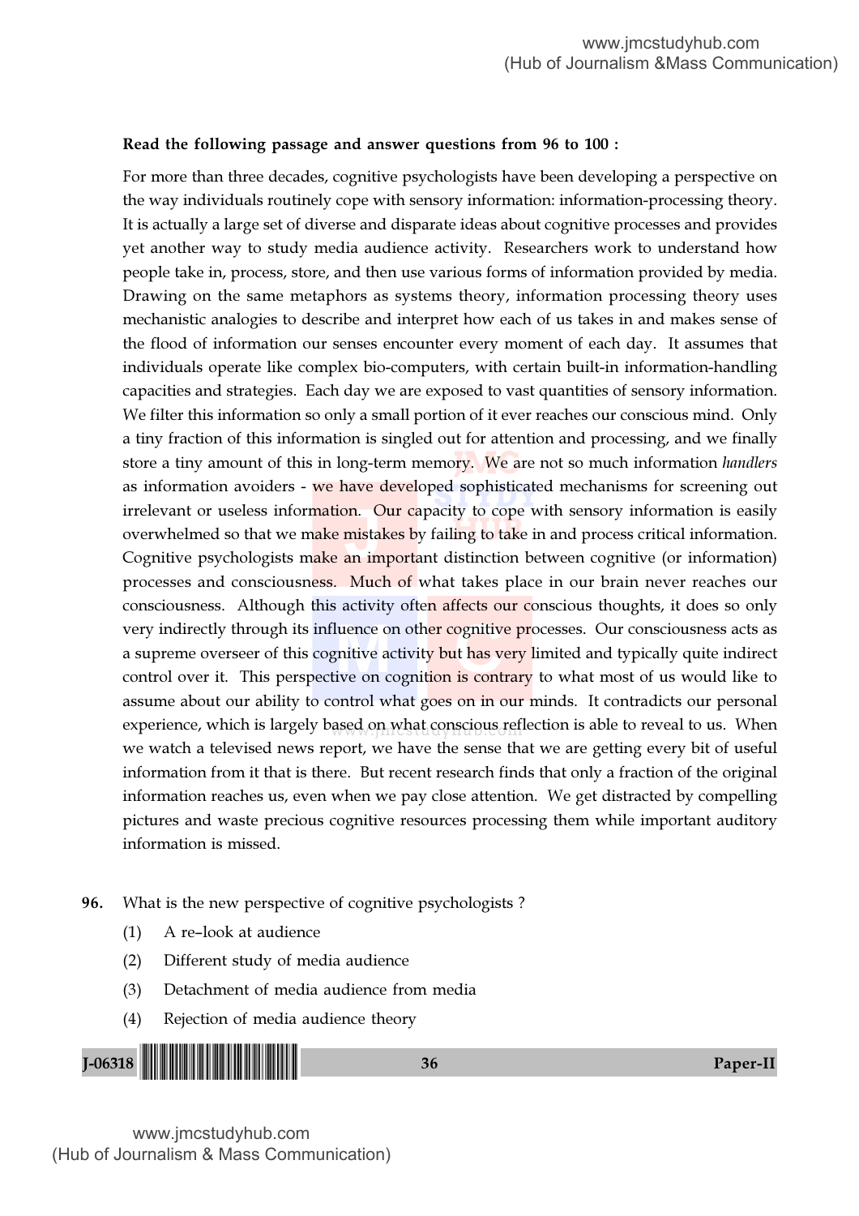**Read the following passage and answer questions from 96 to 100 :**

For more than three decades, cognitive psychologists have been developing a perspective on the way individuals routinely cope with sensory information: information-processing theory. It is actually a large set of diverse and disparate ideas about cognitive processes and provides yet another way to study media audience activity. Researchers work to understand how people take in, process, store, and then use various forms of information provided by media. Drawing on the same metaphors as systems theory, information processing theory uses mechanistic analogies to describe and interpret how each of us takes in and makes sense of the flood of information our senses encounter every moment of each day. It assumes that individuals operate like complex bio-computers, with certain built-in information-handling capacities and strategies. Each day we are exposed to vast quantities of sensory information. We filter this information so only a small portion of it ever reaches our conscious mind. Only a tiny fraction of this information is singled out for attention and processing, and we finally store a tiny amount of this in long-term memory. We are not so much information *handlers* as information avoiders - we have developed sophisticated mechanisms for screening out irrelevant or useless information. Our capacity to cope with sensory information is easily overwhelmed so that we make mistakes by failing to take in and process critical information. Cognitive psychologists make an important distinction between cognitive (or information) processes and consciousness. Much of what takes place in our brain never reaches our consciousness. Although this activity often affects our conscious thoughts, it does so only very indirectly through its influence on other cognitive processes. Our consciousness acts as a supreme overseer of this cognitive activity but has very limited and typically quite indirect control over it. This perspective on cognition is contrary to what most of us would like to assume about our ability to control what goes on in our minds. It contradicts our personal experience, which is largely based on what conscious reflection is able to reveal to us. When we watch a televised news report, we have the sense that we are getting every bit of useful information from it that is there. But recent research finds that only a fraction of the original information reaches us, even when we pay close attention. We get distracted by compelling pictures and waste precious cognitive resources processing them while important auditory information is missed.

**96.** What is the new perspective of cognitive psychologists ?

(1) A re–look at audience

(2) Different study of media audience

(3) Detachment of media audience from media

(4) Rejection of media audience theory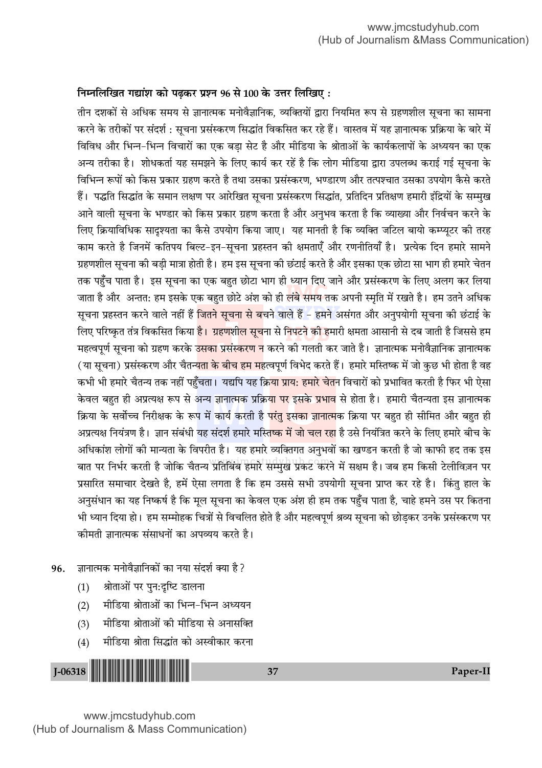**निम्नलिखित गद्यांश को पढ़कर प्रश्न 96 से 100 के उत्तर लिखिए :**

तीन दशकों से अधिक समय से ज्ञानात्मक मनोवैज्ञानिक, व्यक्तियों द्वारा नियमित रूप से ग्रहणशील सूचना का सामना करने के तरीकों पर संदर्श : सूचना प्रसंस्करण सिद्धांत विकसित कर रहे हैं। वास्तव में यह ज्ञानात्मक प्रक्रिया के बारे में विविध और भिन्न-भिन्न विचारों का एक बड़ा सेट है और मीडिया के श्रोताओं के कार्यकलापों के अध्ययन का एक अन्य तरीका है। शोधकर्ता यह समझने के लिए कार्य कर रहें है कि लोग मीडिया द्वारा उपलब्ध कराई गई सूचना के विभिन्न रूपों को किस प्रकार ग्रहण करते है तथा उसका प्रसंस्करण, भण्डारण और तत्पश्चात उसका उपयोग कैसे करते हैं। पद्धति सिद्धांत के समान लक्षण पर आरेखित सूचना प्रसंस्करण सिद्धांत, प्रतिदिन प्रतिक्षण हमारी इंद्रियों के सम्मुख आने वाली सूचना के भण्डार को किस प्रकार ग्रहण करता है और अनुभव करता है कि व्याख्या और निर्वचन करने के लिए क्रियाविधिक सादृश्यता का कैसे उपयोग किया जाए। यह मानती है कि व्यक्ति जटिल बायो कम्प्यूटर की तरह काम करते है जिनमें कतिपय बिल्ट-इन-सूचना प्रहस्तन की क्षमताएँ और रणनीतियाँ है। प्रत्येक दिन हमारे सामने ग्रहणशील सूचना की बड़ी मात्रा होती है। हम इस सूचना की छंटाई करते है और इसका एक छोटा सा भाग ही हमारे चेतन तक पहुँच पाता है। इस सूचना का एक बहुत छोटा भाग ही ध्यान दिए जाने और प्रसंस्करण के लिए अलग कर लिया जाता है और अन्तत: हम इसके एक बहुत छोटे अंश को ही लंबे समय तक अपनी स्मृति में रखते है। हम उतने अधिक सूचना प्रहस्तन करने वाले नहीं हैं जितने सूचना से बचने वाले हैं - हमने असंगत और अनुपयोगी सूचना की छंटाई के लिए परिष्कृत तंत्र विकसित किया है। ग्रहणशील सूचना से निपटने की हमारी क्षमता आसानी से दब जाती है जिससे हम महत्वपूर्ण सूचना को ग्रहण करके उसका प्रसंस्करण न करने की गलती कर जाते है। ज्ञानात्मक मनोवैज्ञानिक ज्ञानात्मक (या सूचना) प्रसंस्करण और चैतन्यता के बीच हम महत्वपूर्ण विभेद करते हैं। हमारे मस्तिष्क में जो कुछ भी होता है वह कभी भी हमारे चैतन्य तक नहीं पहुँचता। यद्यपि यह क्रिया प्राय: हमारे चेतन विचारों को प्रभावित करती है फिर भी ऐसा केवल बहुत ही अप्रत्यक्ष रूप से अन्य ज्ञानात्मक प्रक्रिया पर इसके प्रभाव से होता है। हमारी चैतन्यता इस ज्ञानात्मक क्रिया के सर्वोच्च निरीक्षक के रूप में कार्य करती है परंतु इसका ज्ञानात्मक क्रिया पर बहुत ही सीमित और बहुत ही अप्रत्यक्ष नियंत्रण है। ज्ञान संबंधी यह संदर्श हमारे मस्तिष्क में जो चल रहा है उसे नियंत्रित करने के लिए हमारे बीच के अधिकांश लोगों की मान्यता के विपरीत है। यह हमारे व्यक्तिगत अनुभवों का खण्डन करती है जो काफी हद तक इस बात पर निर्भर करती है जोकि चैतन्य प्रतिबिंब हमारे सम्मुख प्रकट करने में सक्षम है। जब हम किसी टेलीविज़न पर प्रसारित समाचार देखते है, हमें ऐसा लगता है कि हम उससे सभी उपयोगी सूचना प्राप्त कर रहे है। किंतु हाल के अनुसंधान का यह निष्कर्ष है कि मूल सूचना का केवल एक अंश ही हम तक पहुँच पाता है, चाहे हमने उस पर कितना भी ध्यान दिया हो। हम सम्मोहक चित्रों से विचलित होते है और महत्वपूर्ण श्रव्य सूचना को छोड़कर उनके प्रसंस्करण पर कीमती ज्ञानात्मक संसाधनों का अपव्यय करते है।

96. ज्ञानात्मक मनोवैज्ञानिकों का नया संदर्श क्या है?
   (1) श्रोताओं पर पुन:दृष्टि डालना
   (2) मीडिया श्रोताओं का भिन्न-भिन्न अध्ययन
   (3) मीडिया श्रोताओं की मीडिया से अनासक्ति
   (4) मीडिया श्रोता सिद्धांत को अस्वीकार करना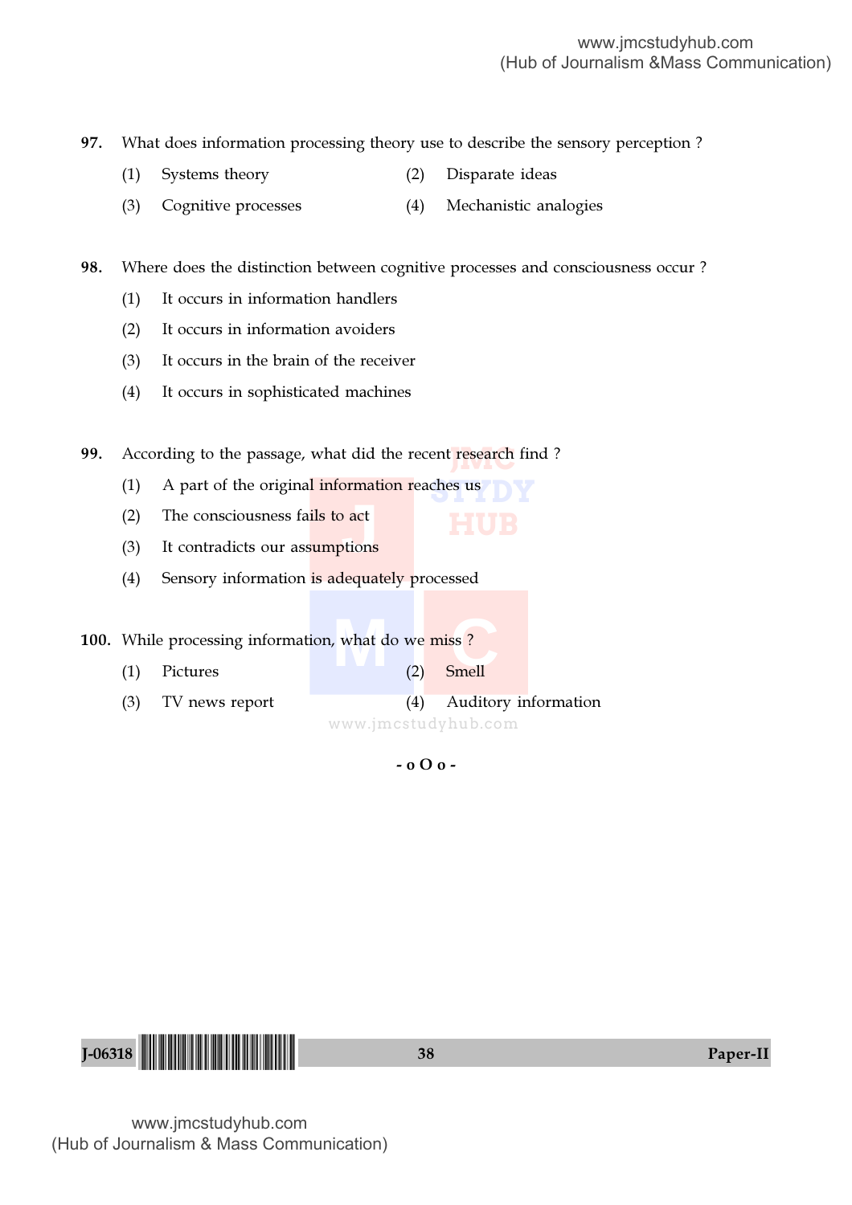97. What does information processing theory use to describe the sensory perception ?

(1) Systems theory  
(2) Disparate ideas  
(3) Cognitive processes  
(4) Mechanistic analogies

98. Where does the distinction between cognitive processes and consciousness occur ?

(1) It occurs in information handlers  
(2) It occurs in information avoiders  
(3) It occurs in the brain of the receiver  
(4) It occurs in sophisticated machines

99. According to the passage, what did the recent research find ?

(1) A part of the original information reaches us  
(2) The consciousness fails to act  
(3) It contradicts our assumptions  
(4) Sensory information is adequately processed

100. While processing information, what do we miss ?

(1) Pictures  
(2) Smell  
(3) TV news report  
(4) Auditory information

- o O o -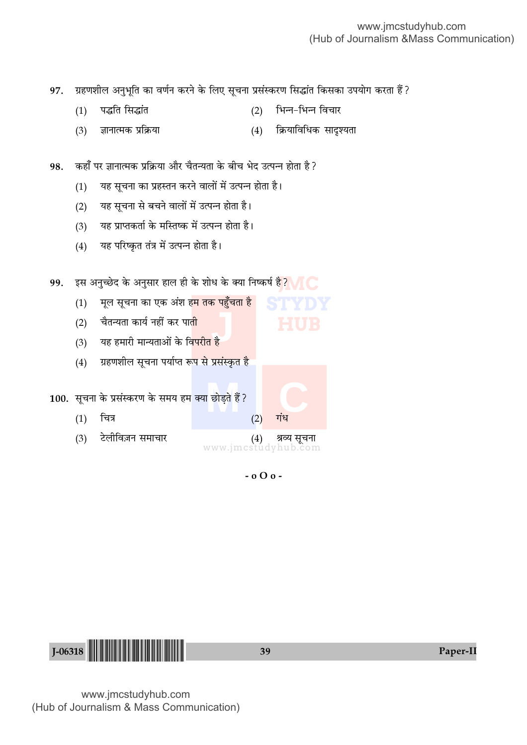97. ग्रहणशील अनुभूति का वर्णन करने के लिए सूचना प्रसंस्करण सिद्धांत किसका उपयोग करता हैं?

(1) पद्धति सिद्धांत  (2) भिन्न-भिन्न विचार

(3) ज्ञानात्मक प्रक्रिया  (4) क्रियाविधिक सादृश्यता

98. कहाँ पर ज्ञानात्मक प्रक्रिया और चैतन्यता के बीच भेद उत्पन्न होता है?

(1) यह सूचना का प्रहस्तन करने वालों में उत्पन्न होता है।

(2) यह सूचना से बचने वालों में उत्पन्न होता है।

(3) यह प्राप्तकर्ता के मस्तिष्क में उत्पन्न होता है।

(4) यह परिष्कृत तंत्र में उत्पन्न होता है।

99. इस अनुच्छेद के अनुसार हाल ही के शोध के क्या निष्कर्ष है?

(1) मूल सूचना का एक अंश हम तक पहुँचता है

(2) चैतन्यता कार्य नहीं कर पाती

(3) यह हमारी मान्यताओं के विपरीत है

(4) ग्रहणशील सूचना पर्याप्त रूप से प्रसंस्कृत है

100. सूचना के प्रसंस्करण के समय हम क्या छोड़ते हैं?

(1) चित्र  (2) गंध

(3) टेलीविज़न समाचार  (4) श्रव्य सूचना

- o O o -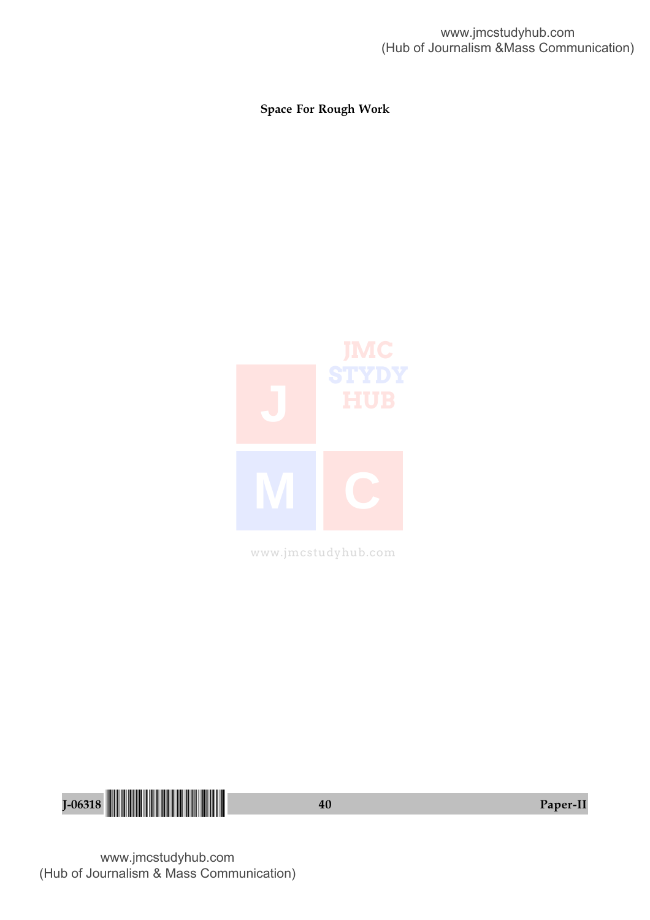**Space For Rough Work**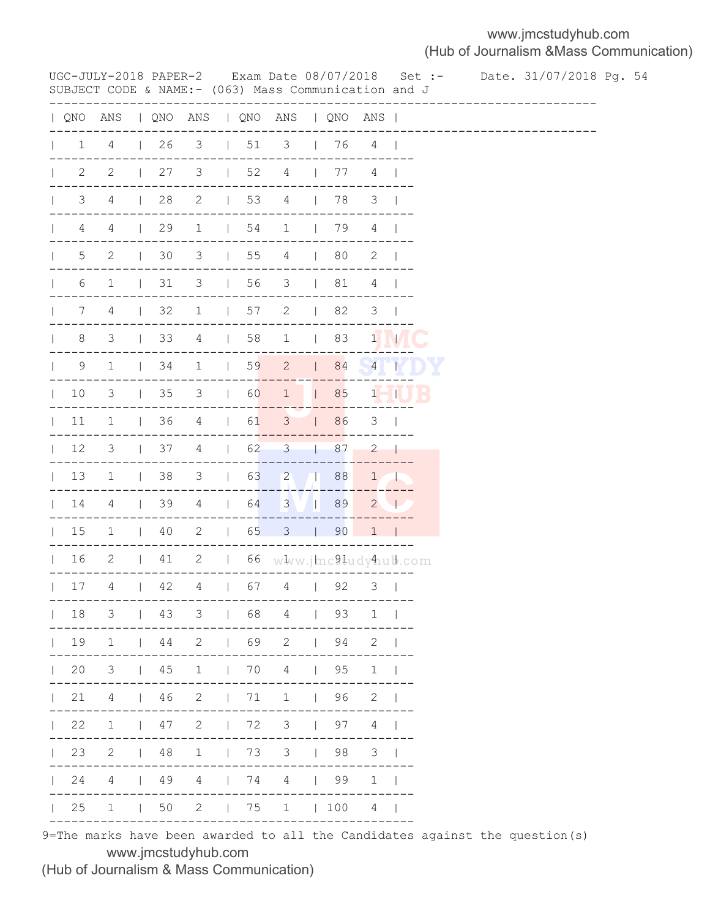UGC-JULY-2018 PAPER-2 Exam Date 08/07/2018 Set :- Date. 31/07/2018 Pg. 54
SUBJECT CODE & NAME:- (063) Mass Communication and J

| QNO | ANS | QNO | ANS | QNO | ANS | QNO | ANS |
|---|---|---|---|---|---|---|---|
| 1 | 4 | 26 | 3 | 51 | 3 | 76 | 4 |
| 2 | 2 | 27 | 3 | 52 | 4 | 77 | 4 |
| 3 | 4 | 28 | 2 | 53 | 4 | 78 | 3 |
| 4 | 4 | 29 | 1 | 54 | 1 | 79 | 4 |
| 5 | 2 | 30 | 3 | 55 | 4 | 80 | 2 |
| 6 | 1 | 31 | 3 | 56 | 3 | 81 | 4 |
| 7 | 4 | 32 | 1 | 57 | 2 | 82 | 3 |
| 8 | 3 | 33 | 4 | 58 | 1 | 83 | 1 |
| 9 | 1 | 34 | 1 | 59 | 2 | 84 | 4 |
| 10 | 3 | 35 | 3 | 60 | 1 | 85 | 1 |
| 11 | 1 | 36 | 4 | 61 | 3 | 86 | 3 |
| 12 | 3 | 37 | 4 | 62 | 3 | 87 | 2 |
| 13 | 1 | 38 | 3 | 63 | 2 | 88 | 1 |
| 14 | 4 | 39 | 4 | 64 | 3 | 89 | 2 |
| 15 | 1 | 40 | 2 | 65 | 3 | 90 | 1 |
| 16 | 2 | 41 | 2 | 66 | 1 | 91 | 4 |
| 17 | 4 | 42 | 4 | 67 | 4 | 92 | 3 |
| 18 | 3 | 43 | 3 | 68 | 4 | 93 | 1 |
| 19 | 1 | 44 | 2 | 69 | 2 | 94 | 2 |
| 20 | 3 | 45 | 1 | 70 | 4 | 95 | 1 |
| 21 | 4 | 46 | 2 | 71 | 1 | 96 | 2 |
| 22 | 1 | 47 | 2 | 72 | 3 | 97 | 4 |
| 23 | 2 | 48 | 1 | 73 | 3 | 98 | 3 |
| 24 | 4 | 49 | 4 | 74 | 4 | 99 | 1 |
| 25 | 1 | 50 | 2 | 75 | 1 | 100 | 4 |

9=The marks have been awarded to all the Candidates against the question(s)